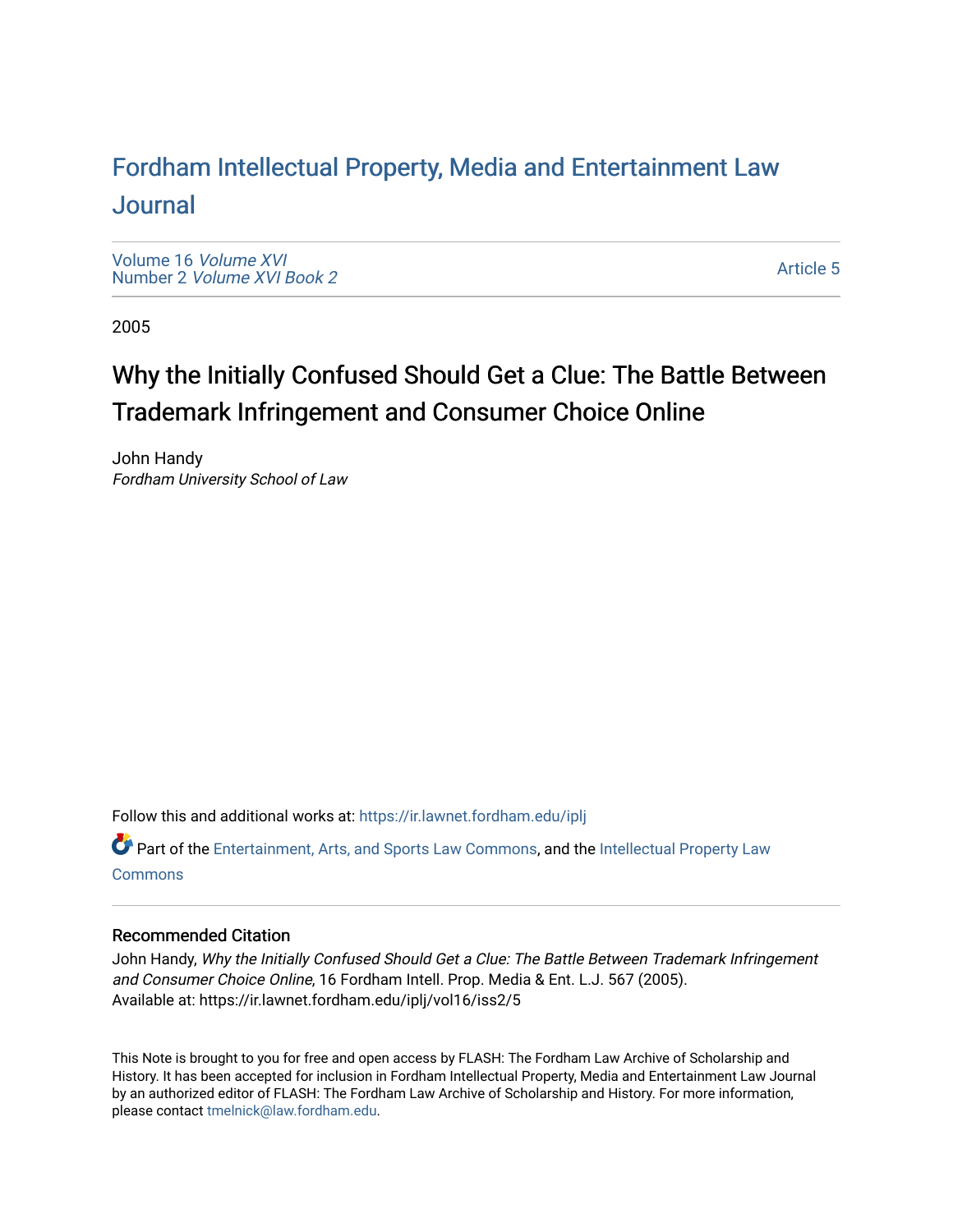# Fordham Intellectual Property, Media and Entertainment Law Journal

Volume 16 *Volume XVI*
Number 2 *Volume XVI Book 2*

Article 5

2005

## Why the Initially Confused Should Get a Clue: The Battle Between Trademark Infringement and Consumer Choice Online

John Handy
*Fordham University School of Law*

Follow this and additional works at: https://ir.lawnet.fordham.edu/iplj

Part of the Entertainment, Arts, and Sports Law Commons, and the Intellectual Property Law Commons

### Recommended Citation

John Handy, *Why the Initially Confused Should Get a Clue: The Battle Between Trademark Infringement and Consumer Choice Online*, 16 Fordham Intell. Prop. Media & Ent. L.J. 567 (2005).
Available at: https://ir.lawnet.fordham.edu/iplj/vol16/iss2/5

This Note is brought to you for free and open access by FLASH: The Fordham Law Archive of Scholarship and History. It has been accepted for inclusion in Fordham Intellectual Property, Media and Entertainment Law Journal by an authorized editor of FLASH: The Fordham Law Archive of Scholarship and History. For more information, please contact tmelnick@law.fordham.edu.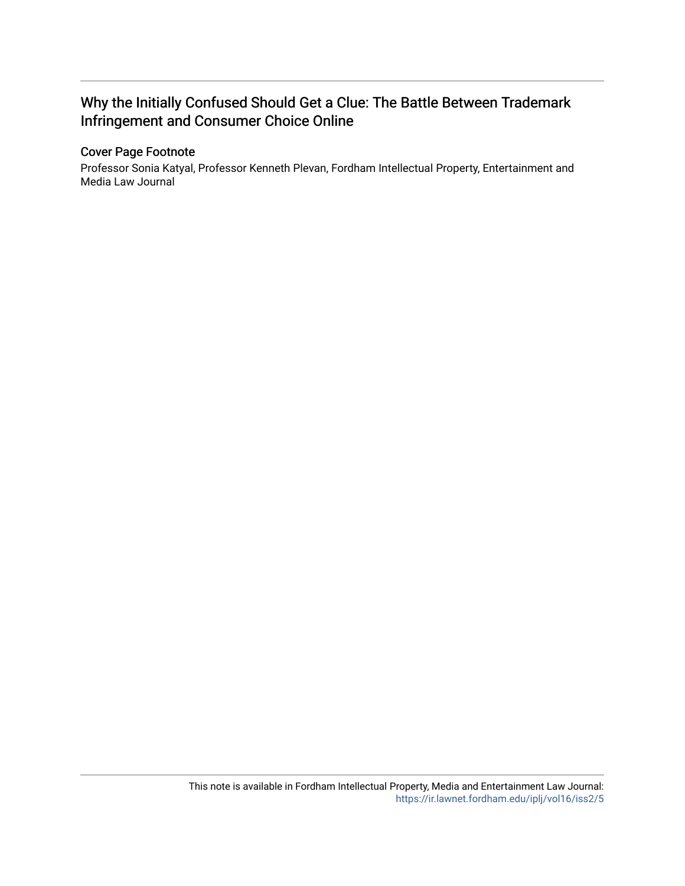## Why the Initially Confused Should Get a Clue: The Battle Between Trademark Infringement and Consumer Choice Online

### Cover Page Footnote

Professor Sonia Katyal, Professor Kenneth Plevan, Fordham Intellectual Property, Entertainment and Media Law Journal

This note is available in Fordham Intellectual Property, Media and Entertainment Law Journal: https://ir.lawnet.fordham.edu/iplj/vol16/iss2/5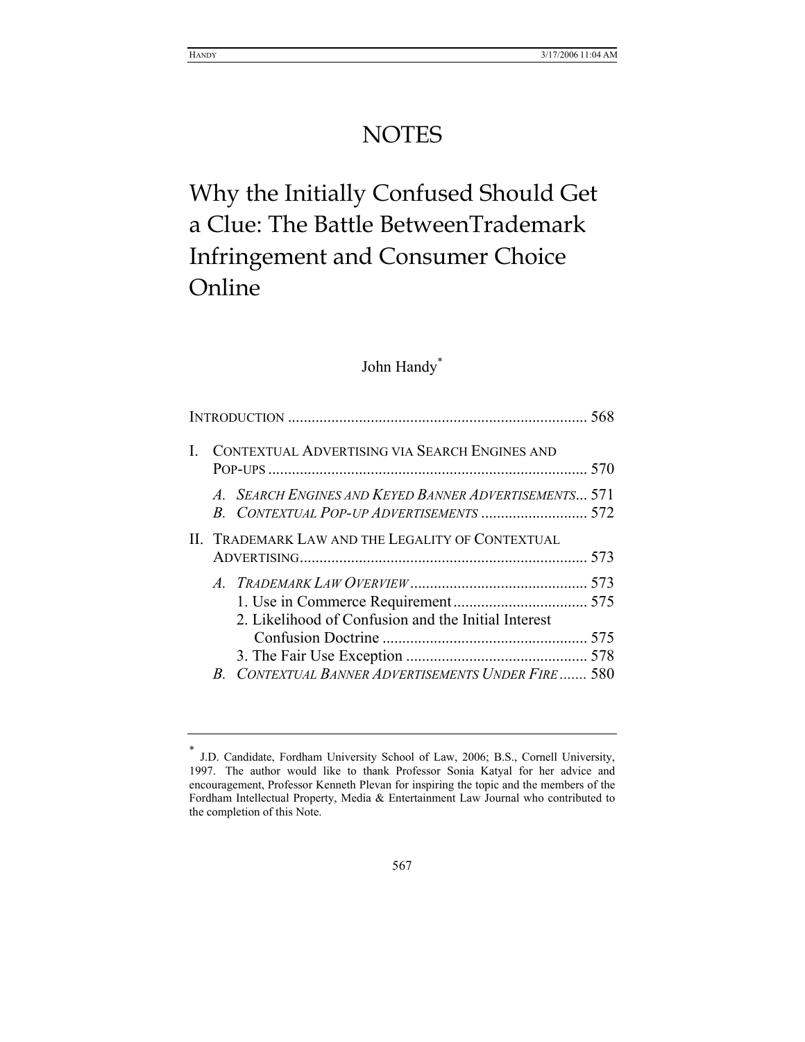# NOTES

# Why the Initially Confused Should Get a Clue: The Battle BetweenTrademark Infringement and Consumer Choice Online

John Handy[*]

INTRODUCTION ........................................................................... 568

I. CONTEXTUAL ADVERTISING VIA SEARCH ENGINES AND POP-UPS ................................................................................ 570
   - *A. SEARCH ENGINES AND KEYED BANNER ADVERTISEMENTS*... 571
   - *B. CONTEXTUAL POP-UP ADVERTISEMENTS* ........................... 572

II. TRADEMARK LAW AND THE LEGALITY OF CONTEXTUAL ADVERTISING......................................................................... 573
   - *A. TRADEMARK LAW OVERVIEW* ............................................ 573
     1. Use in Commerce Requirement.................................. 575
     2. Likelihood of Confusion and the Initial Interest Confusion Doctrine .................................................... 575
     3. The Fair Use Exception .............................................. 578
   - *B. CONTEXTUAL BANNER ADVERTISEMENTS UNDER FIRE* ....... 580

---

[*] J.D. Candidate, Fordham University School of Law, 2006; B.S., Cornell University, 1997. The author would like to thank Professor Sonia Katyal for her advice and encouragement, Professor Kenneth Plevan for inspiring the topic and the members of the Fordham Intellectual Property, Media & Entertainment Law Journal who contributed to the completion of this Note.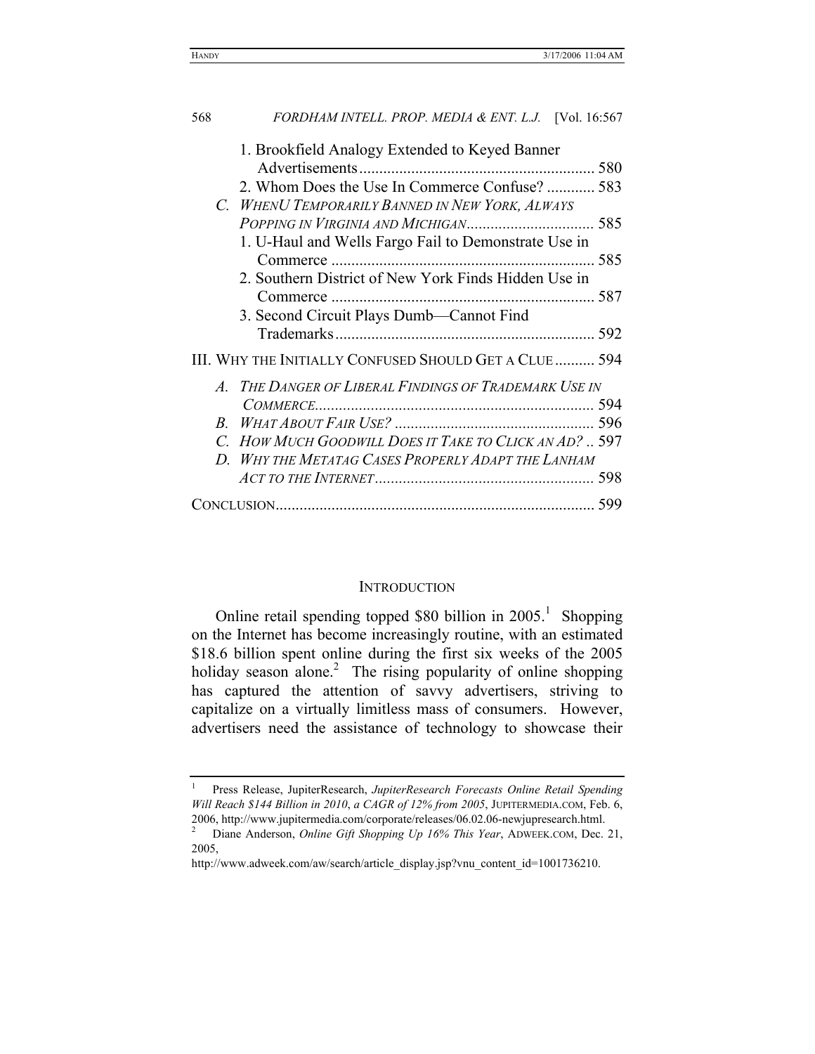1. Brookfield Analogy Extended to Keyed Banner Advertisements ........................................................... 580
2. Whom Does the Use In Commerce Confuse? ............ 583

C. *WhenU Temporarily Banned in New York, Always Popping in Virginia and Michigan* ................................ 585

1. U-Haul and Wells Fargo Fail to Demonstrate Use in Commerce .................................................................. 585
2. Southern District of New York Finds Hidden Use in Commerce .................................................................. 587
3. Second Circuit Plays Dumb—Cannot Find Trademarks ................................................................. 592

III. Why the Initially Confused Should Get a Clue .......... 594

A. *The Danger of Liberal Findings of Trademark Use in Commerce* ...................................................................... 594

B. *What About Fair Use?* .................................................. 596

C. *How Much Goodwill Does it Take to Click an Ad?* .. 597

D. *Why the Metatag Cases Properly Adapt the Lanham Act to the Internet* ....................................................... 598

Conclusion ................................................................................ 599

## Introduction

Online retail spending topped $80 billion in 2005.[1] Shopping on the Internet has become increasingly routine, with an estimated $18.6 billion spent online during the first six weeks of the 2005 holiday season alone.[2] The rising popularity of online shopping has captured the attention of savvy advertisers, striving to capitalize on a virtually limitless mass of consumers. However, advertisers need the assistance of technology to showcase their

---

[1] Press Release, JupiterResearch, *JupiterResearch Forecasts Online Retail Spending Will Reach $144 Billion in 2010, a CAGR of 12% from 2005*, JUPITERMEDIA.COM, Feb. 6, 2006, http://www.jupitermedia.com/corporate/releases/06.02.06-newjupresearch.html.

[2] Diane Anderson, *Online Gift Shopping Up 16% This Year*, ADWEEK.COM, Dec. 21, 2005, http://www.adweek.com/aw/search/article_display.jsp?vnu_content_id=1001736210.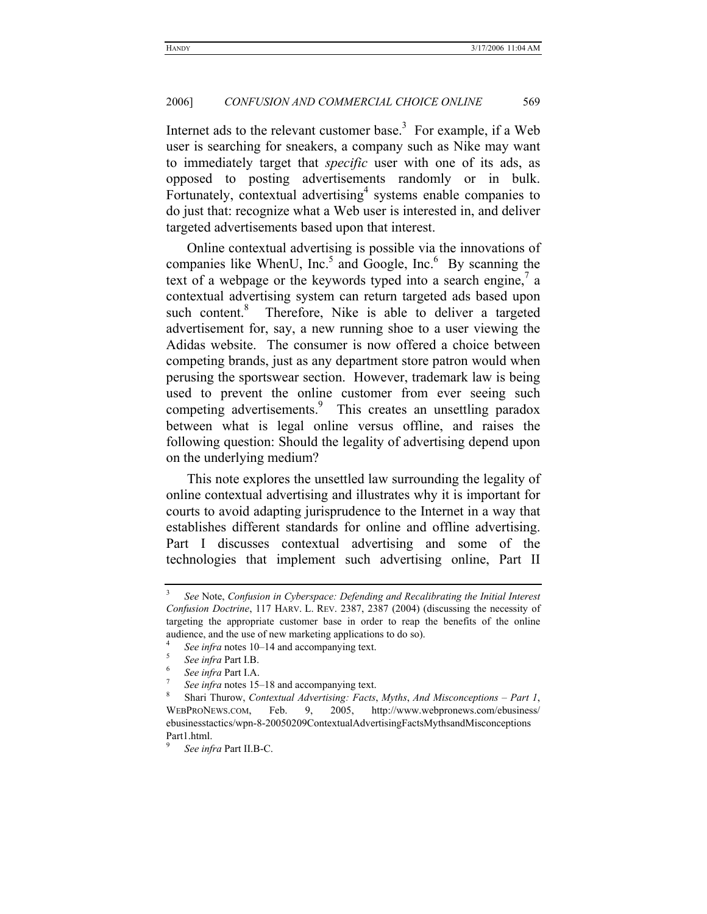Internet ads to the relevant customer base.[3] For example, if a Web user is searching for sneakers, a company such as Nike may want to immediately target that *specific* user with one of its ads, as opposed to posting advertisements randomly or in bulk. Fortunately, contextual advertising[4] systems enable companies to do just that: recognize what a Web user is interested in, and deliver targeted advertisements based upon that interest.

Online contextual advertising is possible via the innovations of companies like WhenU, Inc.[5] and Google, Inc.[6] By scanning the text of a webpage or the keywords typed into a search engine,[7] a contextual advertising system can return targeted ads based upon such content.[8] Therefore, Nike is able to deliver a targeted advertisement for, say, a new running shoe to a user viewing the Adidas website. The consumer is now offered a choice between competing brands, just as any department store patron would when perusing the sportswear section. However, trademark law is being used to prevent the online customer from ever seeing such competing advertisements.[9] This creates an unsettling paradox between what is legal online versus offline, and raises the following question: Should the legality of advertising depend upon on the underlying medium?

This note explores the unsettled law surrounding the legality of online contextual advertising and illustrates why it is important for courts to avoid adapting jurisprudence to the Internet in a way that establishes different standards for online and offline advertising. Part I discusses contextual advertising and some of the technologies that implement such advertising online, Part II

---

[3] *See* Note, *Confusion in Cyberspace: Defending and Recalibrating the Initial Interest Confusion Doctrine*, 117 HARV. L. REV. 2387, 2387 (2004) (discussing the necessity of targeting the appropriate customer base in order to reap the benefits of the online audience, and the use of new marketing applications to do so).

[4] *See infra* notes 10–14 and accompanying text.

[5] *See infra* Part I.B.

[6] *See infra* Part I.A.

[7] *See infra* notes 15–18 and accompanying text.

[8] Shari Thurow, *Contextual Advertising: Facts*, *Myths*, *And Misconceptions – Part 1*, WEBPRONEWS.COM, Feb. 9, 2005, http://www.webpronews.com/ebusiness/ebusinesstactics/wpn-8-20050209ContextualAdvertisingFactsMythsandMisconceptionsPart1.html.

[9] *See infra* Part II.B-C.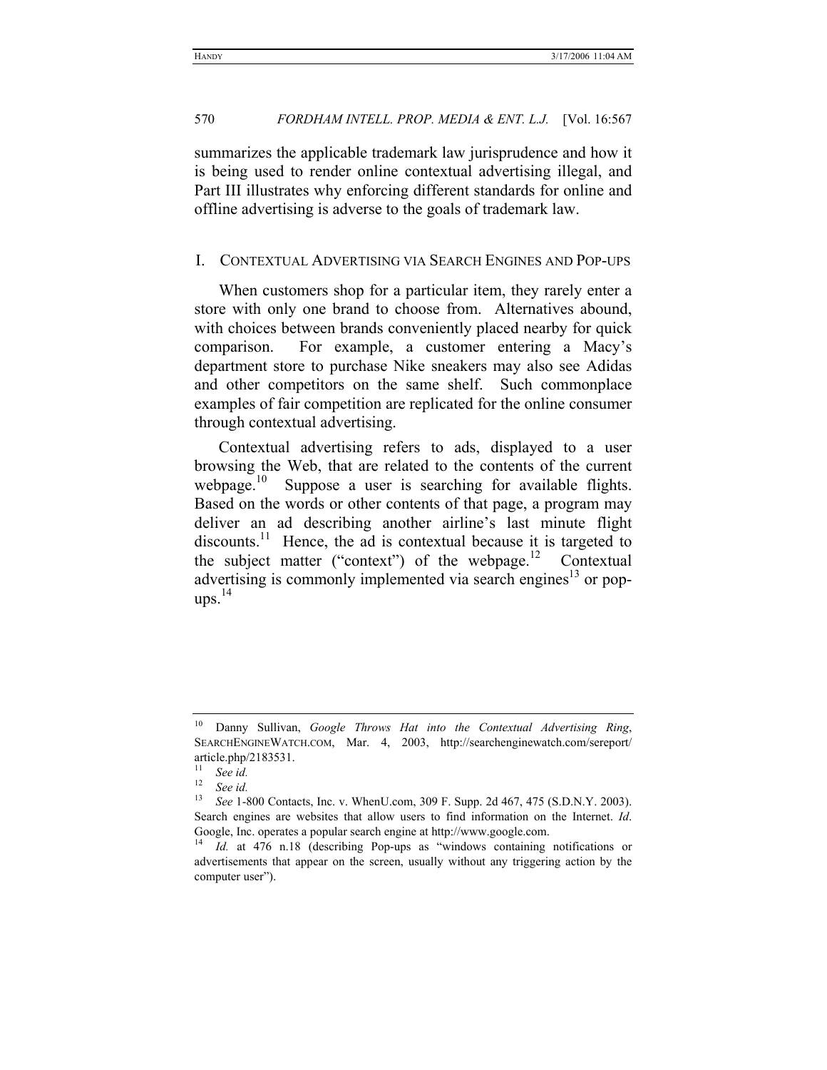summarizes the applicable trademark law jurisprudence and how it is being used to render online contextual advertising illegal, and Part III illustrates why enforcing different standards for online and offline advertising is adverse to the goals of trademark law.

## I. CONTEXTUAL ADVERTISING VIA SEARCH ENGINES AND POP-UPS

When customers shop for a particular item, they rarely enter a store with only one brand to choose from. Alternatives abound, with choices between brands conveniently placed nearby for quick comparison. For example, a customer entering a Macy's department store to purchase Nike sneakers may also see Adidas and other competitors on the same shelf. Such commonplace examples of fair competition are replicated for the online consumer through contextual advertising.

Contextual advertising refers to ads, displayed to a user browsing the Web, that are related to the contents of the current webpage.[10] Suppose a user is searching for available flights. Based on the words or other contents of that page, a program may deliver an ad describing another airline's last minute flight discounts.[11] Hence, the ad is contextual because it is targeted to the subject matter ("context") of the webpage.[12] Contextual advertising is commonly implemented via search engines[13] or pop-ups.[14]

---

[10] Danny Sullivan, *Google Throws Hat into the Contextual Advertising Ring*, SEARCHENGINEWATCH.COM, Mar. 4, 2003, http://searchenginewatch.com/sereport/article.php/2183531.

[11] *See id.*

[12] *See id.*

[13] *See* 1-800 Contacts, Inc. v. WhenU.com, 309 F. Supp. 2d 467, 475 (S.D.N.Y. 2003). Search engines are websites that allow users to find information on the Internet. *Id*. Google, Inc. operates a popular search engine at http://www.google.com.

[14] *Id.* at 476 n.18 (describing Pop-ups as "windows containing notifications or advertisements that appear on the screen, usually without any triggering action by the computer user").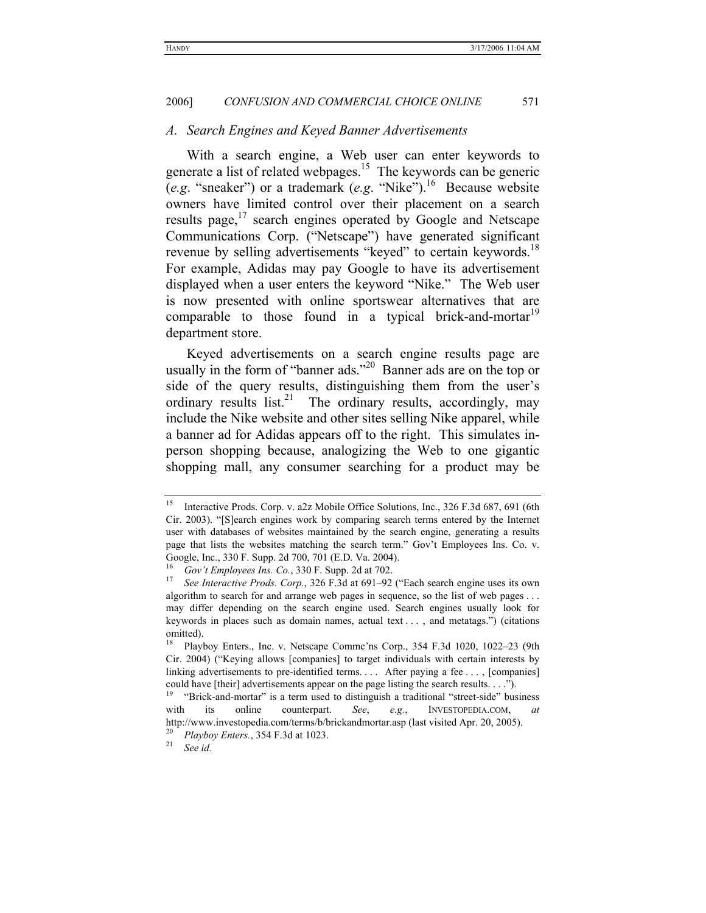### A. Search Engines and Keyed Banner Advertisements

With a search engine, a Web user can enter keywords to generate a list of related webpages.[15] The keywords can be generic (*e.g*. "sneaker") or a trademark (*e.g*. "Nike").[16] Because website owners have limited control over their placement on a search results page,[17] search engines operated by Google and Netscape Communications Corp. ("Netscape") have generated significant revenue by selling advertisements "keyed" to certain keywords.[18] For example, Adidas may pay Google to have its advertisement displayed when a user enters the keyword "Nike." The Web user is now presented with online sportswear alternatives that are comparable to those found in a typical brick-and-mortar[19] department store.

Keyed advertisements on a search engine results page are usually in the form of "banner ads."[20] Banner ads are on the top or side of the query results, distinguishing them from the user's ordinary results list.[21] The ordinary results, accordingly, may include the Nike website and other sites selling Nike apparel, while a banner ad for Adidas appears off to the right. This simulates in-person shopping because, analogizing the Web to one gigantic shopping mall, any consumer searching for a product may be

---

[15] Interactive Prods. Corp. v. a2z Mobile Office Solutions, Inc., 326 F.3d 687, 691 (6th Cir. 2003). "[S]earch engines work by comparing search terms entered by the Internet user with databases of websites maintained by the search engine, generating a results page that lists the websites matching the search term." Gov't Employees Ins. Co. v. Google, Inc., 330 F. Supp. 2d 700, 701 (E.D. Va. 2004).

[16] *Gov't Employees Ins. Co.*, 330 F. Supp. 2d at 702.

[17] *See Interactive Prods. Corp.*, 326 F.3d at 691–92 ("Each search engine uses its own algorithm to search for and arrange web pages in sequence, so the list of web pages . . . may differ depending on the search engine used. Search engines usually look for keywords in places such as domain names, actual text . . . , and metatags.") (citations omitted).

[18] Playboy Enters., Inc. v. Netscape Commc'ns Corp., 354 F.3d 1020, 1022–23 (9th Cir. 2004) ("Keying allows [companies] to target individuals with certain interests by linking advertisements to pre-identified terms. . . . After paying a fee . . . , [companies] could have [their] advertisements appear on the page listing the search results. . . .").

[19] "Brick-and-mortar" is a term used to distinguish a traditional "street-side" business with its online counterpart. *See*, *e.g.*, INVESTOPEDIA.COM, *at* http://www.investopedia.com/terms/b/brickandmortar.asp (last visited Apr. 20, 2005).

[20] *Playboy Enters.*, 354 F.3d at 1023.

[21] *See id.*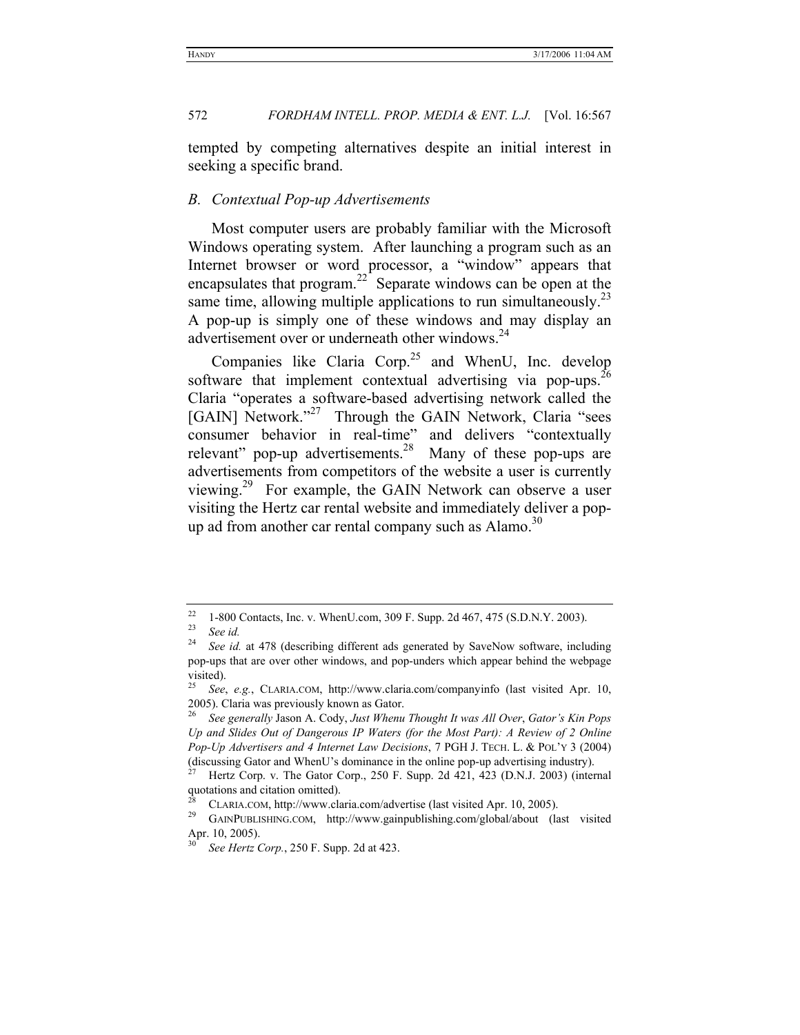tempted by competing alternatives despite an initial interest in seeking a specific brand.

### *B. Contextual Pop-up Advertisements*

Most computer users are probably familiar with the Microsoft Windows operating system. After launching a program such as an Internet browser or word processor, a "window" appears that encapsulates that program.[22] Separate windows can be open at the same time, allowing multiple applications to run simultaneously.[23] A pop-up is simply one of these windows and may display an advertisement over or underneath other windows.[24]

Companies like Claria Corp.[25] and WhenU, Inc. develop software that implement contextual advertising via pop-ups.[26] Claria "operates a software-based advertising network called the [GAIN] Network."[27] Through the GAIN Network, Claria "sees consumer behavior in real-time" and delivers "contextually relevant" pop-up advertisements.[28] Many of these pop-ups are advertisements from competitors of the website a user is currently viewing.[29] For example, the GAIN Network can observe a user visiting the Hertz car rental website and immediately deliver a pop-up ad from another car rental company such as Alamo.[30]

---

[22] 1-800 Contacts, Inc. v. WhenU.com, 309 F. Supp. 2d 467, 475 (S.D.N.Y. 2003).

[23] *See id.*

[24] *See id.* at 478 (describing different ads generated by SaveNow software, including pop-ups that are over other windows, and pop-unders which appear behind the webpage visited).

[25] *See*, *e.g.*, CLARIA.COM, http://www.claria.com/companyinfo (last visited Apr. 10, 2005). Claria was previously known as Gator.

[26] *See generally* Jason A. Cody, *Just Whenu Thought It was All Over*, *Gator's Kin Pops Up and Slides Out of Dangerous IP Waters (for the Most Part): A Review of 2 Online Pop-Up Advertisers and 4 Internet Law Decisions*, 7 PGH J. TECH. L. & POL'Y 3 (2004) (discussing Gator and WhenU's dominance in the online pop-up advertising industry).

[27] Hertz Corp. v. The Gator Corp., 250 F. Supp. 2d 421, 423 (D.N.J. 2003) (internal quotations and citation omitted).

[28] CLARIA.COM, http://www.claria.com/advertise (last visited Apr. 10, 2005).

[29] GAINPUBLISHING.COM, http://www.gainpublishing.com/global/about (last visited Apr. 10, 2005).

[30] *See Hertz Corp.*, 250 F. Supp. 2d at 423.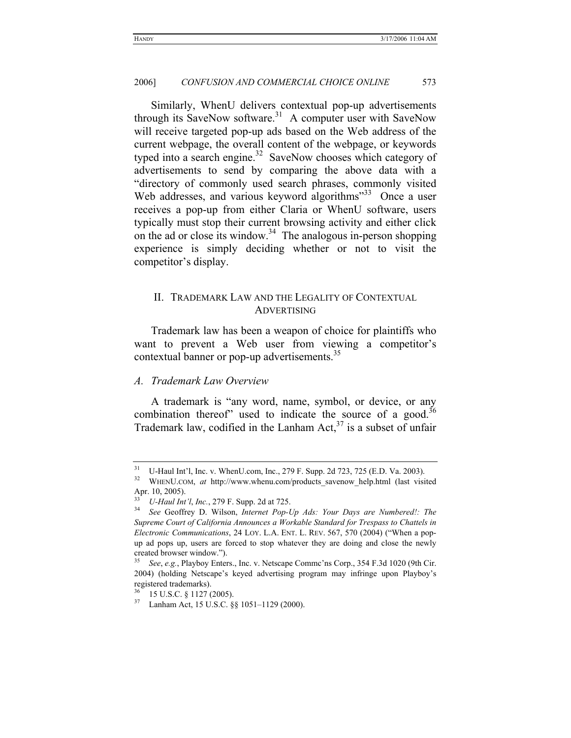Similarly, WhenU delivers contextual pop-up advertisements through its SaveNow software.[31] A computer user with SaveNow will receive targeted pop-up ads based on the Web address of the current webpage, the overall content of the webpage, or keywords typed into a search engine.[32] SaveNow chooses which category of advertisements to send by comparing the above data with a "directory of commonly used search phrases, commonly visited Web addresses, and various keyword algorithms"[33] Once a user receives a pop-up from either Claria or WhenU software, users typically must stop their current browsing activity and either click on the ad or close its window.[34] The analogous in-person shopping experience is simply deciding whether or not to visit the competitor's display.

## II. TRADEMARK LAW AND THE LEGALITY OF CONTEXTUAL ADVERTISING

Trademark law has been a weapon of choice for plaintiffs who want to prevent a Web user from viewing a competitor's contextual banner or pop-up advertisements.[35]

### *A. Trademark Law Overview*

A trademark is "any word, name, symbol, or device, or any combination thereof" used to indicate the source of a good.[36] Trademark law, codified in the Lanham Act,[37] is a subset of unfair

---

[31] U-Haul Int'l, Inc. v. WhenU.com, Inc., 279 F. Supp. 2d 723, 725 (E.D. Va. 2003).

[32] WHENU.COM, *at* http://www.whenu.com/products_savenow_help.html (last visited Apr. 10, 2005).

[33] *U-Haul Int'l*, *Inc.*, 279 F. Supp. 2d at 725.

[34] *See* Geoffrey D. Wilson, *Internet Pop-Up Ads: Your Days are Numbered!: The Supreme Court of California Announces a Workable Standard for Trespass to Chattels in Electronic Communications*, 24 LOY. L.A. ENT. L. REV. 567, 570 (2004) ("When a pop-up ad pops up, users are forced to stop whatever they are doing and close the newly created browser window.").

[35] *See*, *e.g.*, Playboy Enters., Inc. v. Netscape Commc'ns Corp., 354 F.3d 1020 (9th Cir. 2004) (holding Netscape's keyed advertising program may infringe upon Playboy's registered trademarks).

[36] 15 U.S.C. § 1127 (2005).

[37] Lanham Act, 15 U.S.C. §§ 1051–1129 (2000).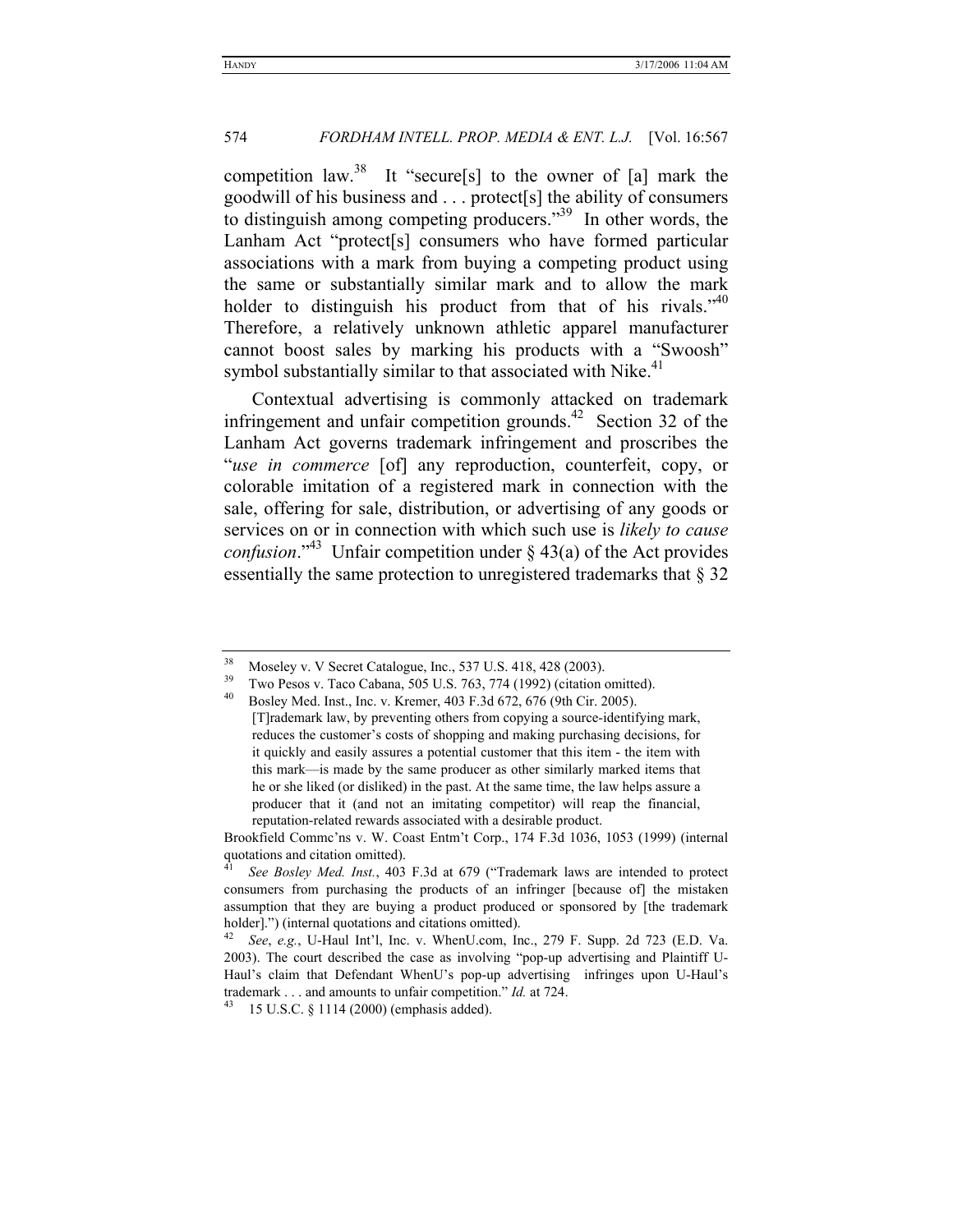competition law.[38] It "secure[s] to the owner of [a] mark the goodwill of his business and . . . protect[s] the ability of consumers to distinguish among competing producers."[39] In other words, the Lanham Act "protect[s] consumers who have formed particular associations with a mark from buying a competing product using the same or substantially similar mark and to allow the mark holder to distinguish his product from that of his rivals."[40] Therefore, a relatively unknown athletic apparel manufacturer cannot boost sales by marking his products with a "Swoosh" symbol substantially similar to that associated with Nike.[41]

Contextual advertising is commonly attacked on trademark infringement and unfair competition grounds.[42] Section 32 of the Lanham Act governs trademark infringement and proscribes the "*use in commerce* [of] any reproduction, counterfeit, copy, or colorable imitation of a registered mark in connection with the sale, offering for sale, distribution, or advertising of any goods or services on or in connection with which such use is *likely to cause confusion*."[43] Unfair competition under § 43(a) of the Act provides essentially the same protection to unregistered trademarks that § 32

---

[38] Moseley v. V Secret Catalogue, Inc., 537 U.S. 418, 428 (2003).

[39] Two Pesos v. Taco Cabana, 505 U.S. 763, 774 (1992) (citation omitted).

[40] Bosley Med. Inst., Inc. v. Kremer, 403 F.3d 672, 676 (9th Cir. 2005).

> [T]rademark law, by preventing others from copying a source-identifying mark, reduces the customer's costs of shopping and making purchasing decisions, for it quickly and easily assures a potential customer that this item - the item with this mark—is made by the same producer as other similarly marked items that he or she liked (or disliked) in the past. At the same time, the law helps assure a producer that it (and not an imitating competitor) will reap the financial, reputation-related rewards associated with a desirable product.

Brookfield Commc'ns v. W. Coast Entm't Corp., 174 F.3d 1036, 1053 (1999) (internal quotations and citation omitted).

[41] *See Bosley Med. Inst.*, 403 F.3d at 679 ("Trademark laws are intended to protect consumers from purchasing the products of an infringer [because of] the mistaken assumption that they are buying a product produced or sponsored by [the trademark holder].") (internal quotations and citations omitted).

[42] *See*, *e.g.*, U-Haul Int'l, Inc. v. WhenU.com, Inc., 279 F. Supp. 2d 723 (E.D. Va. 2003). The court described the case as involving "pop-up advertising and Plaintiff U-Haul's claim that Defendant WhenU's pop-up advertising infringes upon U-Haul's trademark . . . and amounts to unfair competition." *Id.* at 724.

[43] 15 U.S.C. § 1114 (2000) (emphasis added).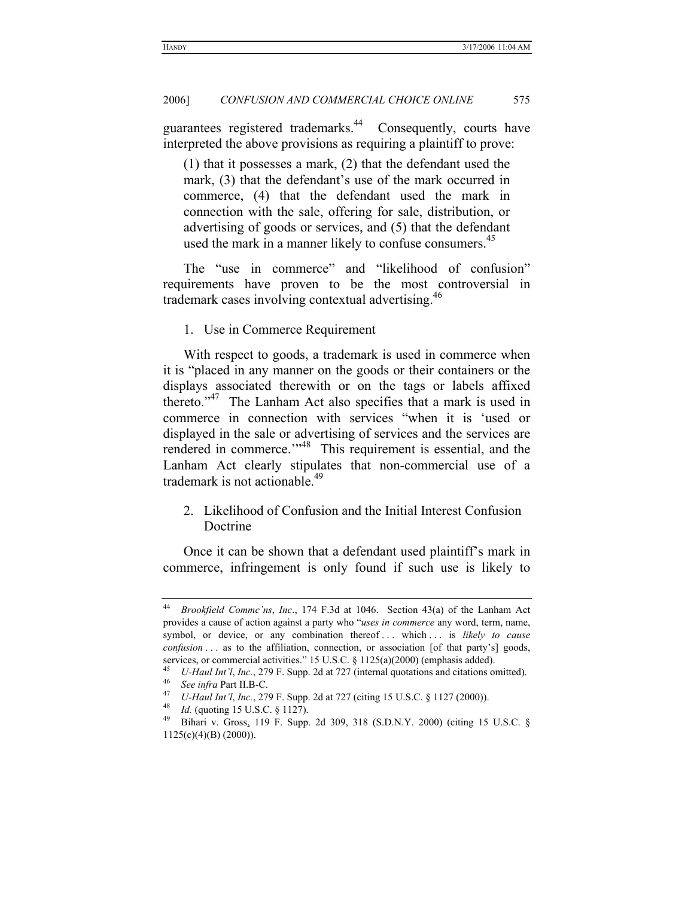guarantees registered trademarks.[44] Consequently, courts have interpreted the above provisions as requiring a plaintiff to prove:

> (1) that it possesses a mark, (2) that the defendant used the mark, (3) that the defendant's use of the mark occurred in commerce, (4) that the defendant used the mark in connection with the sale, offering for sale, distribution, or advertising of goods or services, and (5) that the defendant used the mark in a manner likely to confuse consumers.[45]

The "use in commerce" and "likelihood of confusion" requirements have proven to be the most controversial in trademark cases involving contextual advertising.[46]

1. Use in Commerce Requirement

With respect to goods, a trademark is used in commerce when it is "placed in any manner on the goods or their containers or the displays associated therewith or on the tags or labels affixed thereto."[47] The Lanham Act also specifies that a mark is used in commerce in connection with services "when it is 'used or displayed in the sale or advertising of services and the services are rendered in commerce.'"[48] This requirement is essential, and the Lanham Act clearly stipulates that non-commercial use of a trademark is not actionable.[49]

2. Likelihood of Confusion and the Initial Interest Confusion Doctrine

Once it can be shown that a defendant used plaintiff's mark in commerce, infringement is only found if such use is likely to

---

[44] *Brookfield Commc'ns*, *Inc*., 174 F.3d at 1046. Section 43(a) of the Lanham Act provides a cause of action against a party who "*uses in commerce* any word, term, name, symbol, or device, or any combination thereof . . . which . . . is *likely to cause confusion* . . . as to the affiliation, connection, or association [of that party's] goods, services, or commercial activities." 15 U.S.C. § 1125(a)(2000) (emphasis added).

[45] *U-Haul Int'l*, *Inc.*, 279 F. Supp. 2d at 727 (internal quotations and citations omitted).

[46] *See infra* Part II.B-C.

[47] *U-Haul Int'l*, *Inc.*, 279 F. Supp. 2d at 727 (citing 15 U.S.C. § 1127 (2000)).

[48] *Id.* (quoting 15 U.S.C. § 1127).

[49] Bihari v. Gross, 119 F. Supp. 2d 309, 318 (S.D.N.Y. 2000) (citing 15 U.S.C. § 1125(c)(4)(B) (2000)).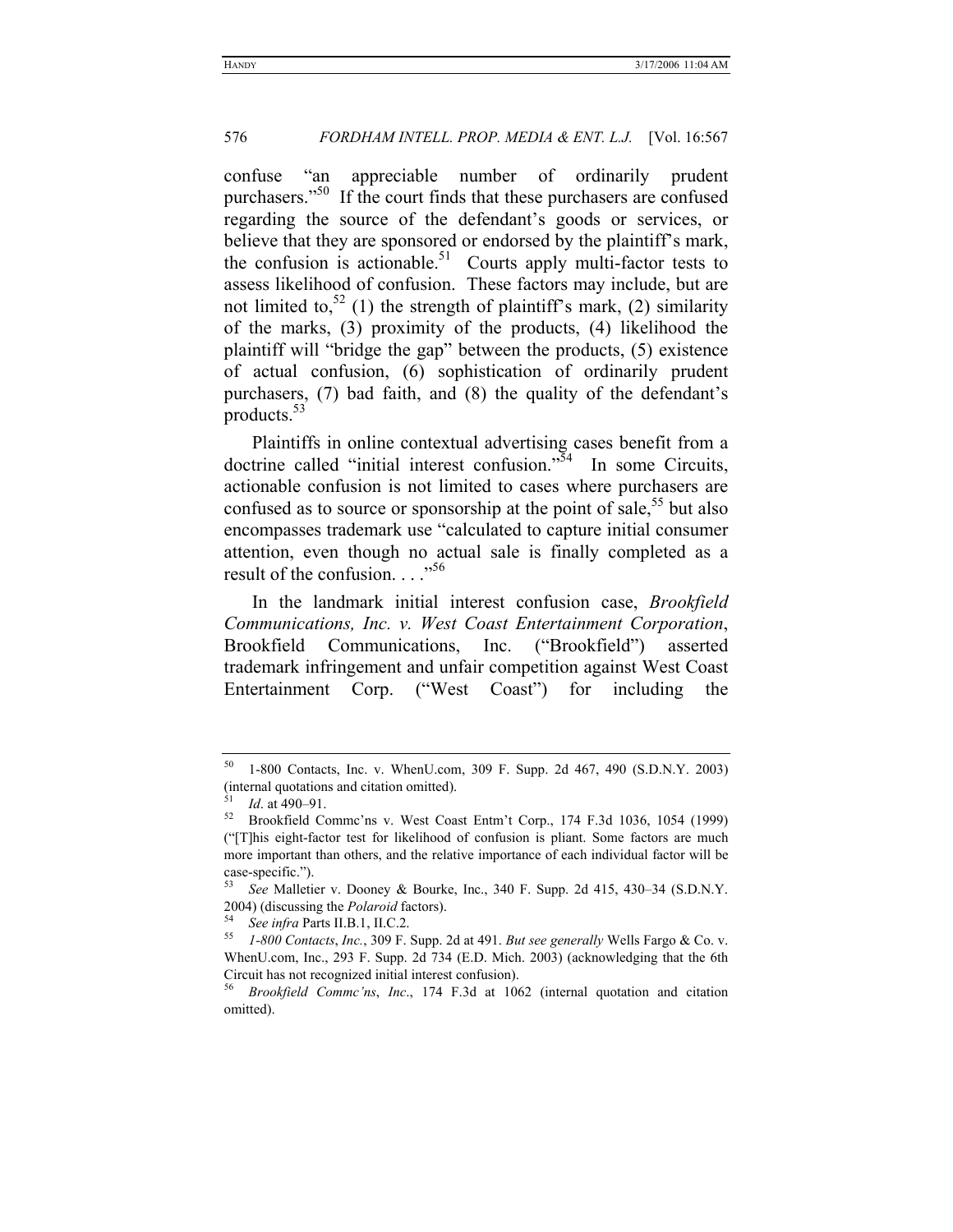confuse "an appreciable number of ordinarily prudent purchasers."[50] If the court finds that these purchasers are confused regarding the source of the defendant's goods or services, or believe that they are sponsored or endorsed by the plaintiff's mark, the confusion is actionable.[51] Courts apply multi-factor tests to assess likelihood of confusion. These factors may include, but are not limited to,[52] (1) the strength of plaintiff's mark, (2) similarity of the marks, (3) proximity of the products, (4) likelihood the plaintiff will "bridge the gap" between the products, (5) existence of actual confusion, (6) sophistication of ordinarily prudent purchasers, (7) bad faith, and (8) the quality of the defendant's products.[53]

Plaintiffs in online contextual advertising cases benefit from a doctrine called "initial interest confusion."[54] In some Circuits, actionable confusion is not limited to cases where purchasers are confused as to source or sponsorship at the point of sale,[55] but also encompasses trademark use "calculated to capture initial consumer attention, even though no actual sale is finally completed as a result of the confusion. . . ."[56]

In the landmark initial interest confusion case, *Brookfield Communications, Inc. v. West Coast Entertainment Corporation*, Brookfield Communications, Inc. ("Brookfield") asserted trademark infringement and unfair competition against West Coast Entertainment Corp. ("West Coast") for including the

---

[50] 1-800 Contacts, Inc. v. WhenU.com, 309 F. Supp. 2d 467, 490 (S.D.N.Y. 2003) (internal quotations and citation omitted).

[51] *Id*. at 490–91.

[52] Brookfield Commc'ns v. West Coast Entm't Corp., 174 F.3d 1036, 1054 (1999) ("[T]his eight-factor test for likelihood of confusion is pliant. Some factors are much more important than others, and the relative importance of each individual factor will be case-specific.").

[53] *See* Malletier v. Dooney & Bourke, Inc., 340 F. Supp. 2d 415, 430–34 (S.D.N.Y. 2004) (discussing the *Polaroid* factors).

[54] *See infra* Parts II.B.1, II.C.2.

[55] *1-800 Contacts*, *Inc.*, 309 F. Supp. 2d at 491. *But see generally* Wells Fargo & Co. v. WhenU.com, Inc., 293 F. Supp. 2d 734 (E.D. Mich. 2003) (acknowledging that the 6th Circuit has not recognized initial interest confusion).

[56] *Brookfield Commc'ns*, *Inc*., 174 F.3d at 1062 (internal quotation and citation omitted).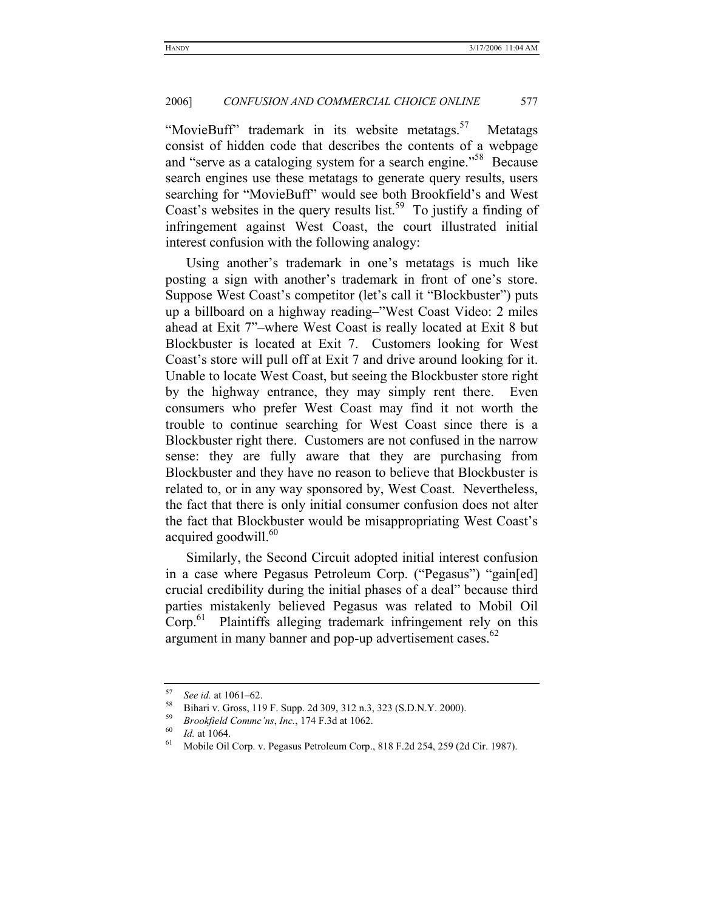"MovieBuff" trademark in its website metatags.[57] Metatags consist of hidden code that describes the contents of a webpage and "serve as a cataloging system for a search engine."[58] Because search engines use these metatags to generate query results, users searching for "MovieBuff" would see both Brookfield's and West Coast's websites in the query results list.[59] To justify a finding of infringement against West Coast, the court illustrated initial interest confusion with the following analogy:

> Using another's trademark in one's metatags is much like posting a sign with another's trademark in front of one's store. Suppose West Coast's competitor (let's call it "Blockbuster") puts up a billboard on a highway reading–"West Coast Video: 2 miles ahead at Exit 7"–where West Coast is really located at Exit 8 but Blockbuster is located at Exit 7. Customers looking for West Coast's store will pull off at Exit 7 and drive around looking for it. Unable to locate West Coast, but seeing the Blockbuster store right by the highway entrance, they may simply rent there. Even consumers who prefer West Coast may find it not worth the trouble to continue searching for West Coast since there is a Blockbuster right there. Customers are not confused in the narrow sense: they are fully aware that they are purchasing from Blockbuster and they have no reason to believe that Blockbuster is related to, or in any way sponsored by, West Coast. Nevertheless, the fact that there is only initial consumer confusion does not alter the fact that Blockbuster would be misappropriating West Coast's acquired goodwill.[60]

Similarly, the Second Circuit adopted initial interest confusion in a case where Pegasus Petroleum Corp. ("Pegasus") "gain[ed] crucial credibility during the initial phases of a deal" because third parties mistakenly believed Pegasus was related to Mobil Oil Corp.[61] Plaintiffs alleging trademark infringement rely on this argument in many banner and pop-up advertisement cases.[62]

---

[57] *See id.* at 1061–62.

[58] Bihari v. Gross, 119 F. Supp. 2d 309, 312 n.3, 323 (S.D.N.Y. 2000).

[59] *Brookfield Commc'ns*, *Inc.*, 174 F.3d at 1062.

[60] *Id.* at 1064.

[61] Mobile Oil Corp. v. Pegasus Petroleum Corp., 818 F.2d 254, 259 (2d Cir. 1987).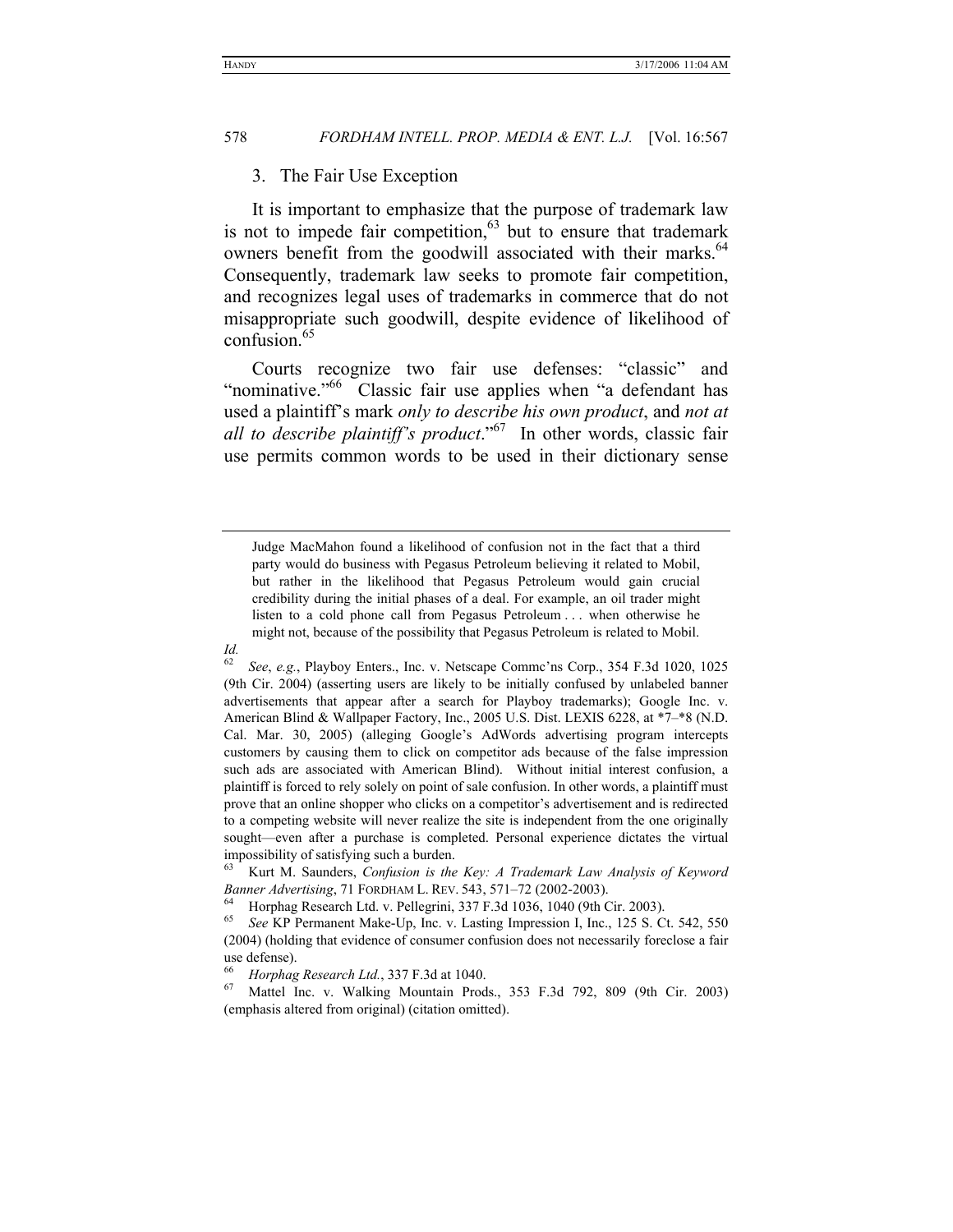### 3. The Fair Use Exception

It is important to emphasize that the purpose of trademark law is not to impede fair competition,[63] but to ensure that trademark owners benefit from the goodwill associated with their marks.[64] Consequently, trademark law seeks to promote fair competition, and recognizes legal uses of trademarks in commerce that do not misappropriate such goodwill, despite evidence of likelihood of confusion.[65]

Courts recognize two fair use defenses: "classic" and "nominative."[66] Classic fair use applies when "a defendant has used a plaintiff's mark *only to describe his own product*, and *not at all to describe plaintiff's product*."[67] In other words, classic fair use permits common words to be used in their dictionary sense

---

> Judge MacMahon found a likelihood of confusion not in the fact that a third party would do business with Pegasus Petroleum believing it related to Mobil, but rather in the likelihood that Pegasus Petroleum would gain crucial credibility during the initial phases of a deal. For example, an oil trader might listen to a cold phone call from Pegasus Petroleum . . . when otherwise he might not, because of the possibility that Pegasus Petroleum is related to Mobil.

*Id.*

[62] *See*, *e.g.*, Playboy Enters., Inc. v. Netscape Commc'ns Corp., 354 F.3d 1020, 1025 (9th Cir. 2004) (asserting users are likely to be initially confused by unlabeled banner advertisements that appear after a search for Playboy trademarks); Google Inc. v. American Blind & Wallpaper Factory, Inc., 2005 U.S. Dist. LEXIS 6228, at \*7–\*8 (N.D. Cal. Mar. 30, 2005) (alleging Google's AdWords advertising program intercepts customers by causing them to click on competitor ads because of the false impression such ads are associated with American Blind). Without initial interest confusion, a plaintiff is forced to rely solely on point of sale confusion. In other words, a plaintiff must prove that an online shopper who clicks on a competitor's advertisement and is redirected to a competing website will never realize the site is independent from the one originally sought—even after a purchase is completed. Personal experience dictates the virtual impossibility of satisfying such a burden.

[63] Kurt M. Saunders, *Confusion is the Key: A Trademark Law Analysis of Keyword Banner Advertising*, 71 FORDHAM L. REV. 543, 571–72 (2002-2003).

[64] Horphag Research Ltd. v. Pellegrini, 337 F.3d 1036, 1040 (9th Cir. 2003).

[65] *See* KP Permanent Make-Up, Inc. v. Lasting Impression I, Inc., 125 S. Ct. 542, 550 (2004) (holding that evidence of consumer confusion does not necessarily foreclose a fair use defense).

[66] *Horphag Research Ltd.*, 337 F.3d at 1040.

[67] Mattel Inc. v. Walking Mountain Prods., 353 F.3d 792, 809 (9th Cir. 2003) (emphasis altered from original) (citation omitted).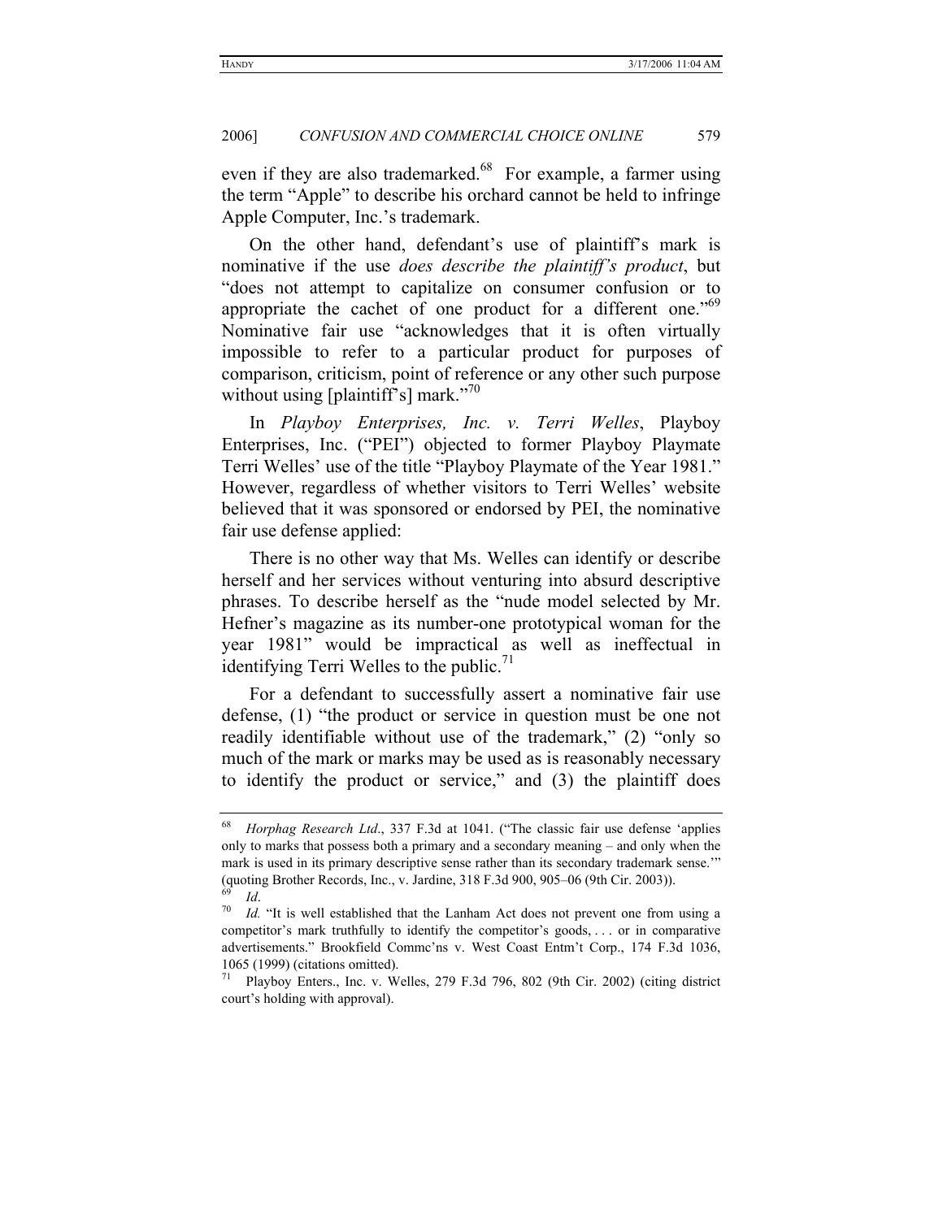even if they are also trademarked.[68] For example, a farmer using the term "Apple" to describe his orchard cannot be held to infringe Apple Computer, Inc.'s trademark.

On the other hand, defendant's use of plaintiff's mark is nominative if the use *does describe the plaintiff's product*, but "does not attempt to capitalize on consumer confusion or to appropriate the cachet of one product for a different one."[69] Nominative fair use "acknowledges that it is often virtually impossible to refer to a particular product for purposes of comparison, criticism, point of reference or any other such purpose without using [plaintiff's] mark."[70]

In *Playboy Enterprises, Inc. v. Terri Welles*, Playboy Enterprises, Inc. ("PEI") objected to former Playboy Playmate Terri Welles' use of the title "Playboy Playmate of the Year 1981." However, regardless of whether visitors to Terri Welles' website believed that it was sponsored or endorsed by PEI, the nominative fair use defense applied:

> There is no other way that Ms. Welles can identify or describe herself and her services without venturing into absurd descriptive phrases. To describe herself as the "nude model selected by Mr. Hefner's magazine as its number-one prototypical woman for the year 1981" would be impractical as well as ineffectual in identifying Terri Welles to the public.[71]

For a defendant to successfully assert a nominative fair use defense, (1) "the product or service in question must be one not readily identifiable without use of the trademark," (2) "only so much of the mark or marks may be used as is reasonably necessary to identify the product or service," and (3) the plaintiff does

---

[68] *Horphag Research Ltd*., 337 F.3d at 1041. ("The classic fair use defense 'applies only to marks that possess both a primary and a secondary meaning – and only when the mark is used in its primary descriptive sense rather than its secondary trademark sense.'" (quoting Brother Records, Inc., v. Jardine, 318 F.3d 900, 905–06 (9th Cir. 2003)).

[69] *Id*.

[70] *Id.* "It is well established that the Lanham Act does not prevent one from using a competitor's mark truthfully to identify the competitor's goods, . . . or in comparative advertisements." Brookfield Commc'ns v. West Coast Entm't Corp., 174 F.3d 1036, 1065 (1999) (citations omitted).

[71] Playboy Enters., Inc. v. Welles, 279 F.3d 796, 802 (9th Cir. 2002) (citing district court's holding with approval).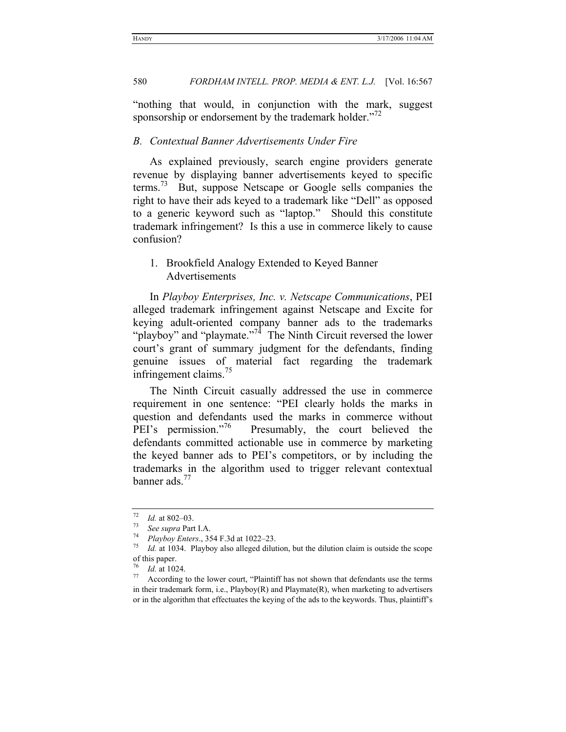"nothing that would, in conjunction with the mark, suggest sponsorship or endorsement by the trademark holder."[72]

### *B. Contextual Banner Advertisements Under Fire*

As explained previously, search engine providers generate revenue by displaying banner advertisements keyed to specific terms.[73] But, suppose Netscape or Google sells companies the right to have their ads keyed to a trademark like "Dell" as opposed to a generic keyword such as "laptop." Should this constitute trademark infringement? Is this a use in commerce likely to cause confusion?

#### 1. Brookfield Analogy Extended to Keyed Banner Advertisements

In *Playboy Enterprises, Inc. v. Netscape Communications*, PEI alleged trademark infringement against Netscape and Excite for keying adult-oriented company banner ads to the trademarks "playboy" and "playmate."[74] The Ninth Circuit reversed the lower court's grant of summary judgment for the defendants, finding genuine issues of material fact regarding the trademark infringement claims.[75]

The Ninth Circuit casually addressed the use in commerce requirement in one sentence: "PEI clearly holds the marks in question and defendants used the marks in commerce without PEI's permission."[76] Presumably, the court believed the defendants committed actionable use in commerce by marketing the keyed banner ads to PEI's competitors, or by including the trademarks in the algorithm used to trigger relevant contextual banner ads.[77]

---

[72] *Id.* at 802–03.

[73] *See supra* Part I.A.

[74] *Playboy Enters*., 354 F.3d at 1022–23.

[75] *Id.* at 1034. Playboy also alleged dilution, but the dilution claim is outside the scope of this paper.

[76] *Id.* at 1024.

[77] According to the lower court, "Plaintiff has not shown that defendants use the terms in their trademark form, i.e., Playboy(R) and Playmate(R), when marketing to advertisers or in the algorithm that effectuates the keying of the ads to the keywords. Thus, plaintiff's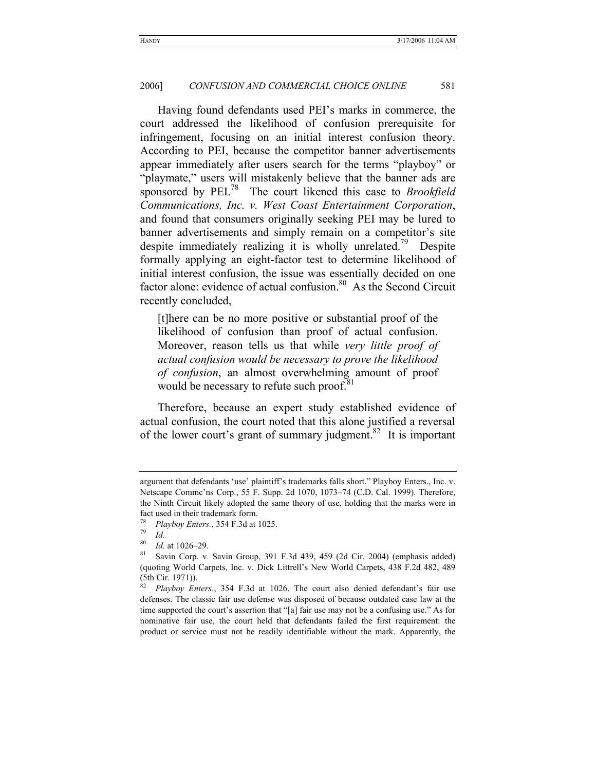Having found defendants used PEI's marks in commerce, the court addressed the likelihood of confusion prerequisite for infringement, focusing on an initial interest confusion theory. According to PEI, because the competitor banner advertisements appear immediately after users search for the terms "playboy" or "playmate," users will mistakenly believe that the banner ads are sponsored by PEI.[78] The court likened this case to *Brookfield Communications, Inc. v. West Coast Entertainment Corporation*, and found that consumers originally seeking PEI may be lured to banner advertisements and simply remain on a competitor's site despite immediately realizing it is wholly unrelated.[79] Despite formally applying an eight-factor test to determine likelihood of initial interest confusion, the issue was essentially decided on one factor alone: evidence of actual confusion.[80] As the Second Circuit recently concluded,

> [t]here can be no more positive or substantial proof of the likelihood of confusion than proof of actual confusion. Moreover, reason tells us that while *very little proof of actual confusion would be necessary to prove the likelihood of confusion*, an almost overwhelming amount of proof would be necessary to refute such proof.[81]

Therefore, because an expert study established evidence of actual confusion, the court noted that this alone justified a reversal of the lower court's grant of summary judgment.[82] It is important

---

argument that defendants 'use' plaintiff's trademarks falls short." Playboy Enters., Inc. v. Netscape Commc'ns Corp., 55 F. Supp. 2d 1070, 1073–74 (C.D. Cal. 1999). Therefore, the Ninth Circuit likely adopted the same theory of use, holding that the marks were in fact used in their trademark form.

[78] *Playboy Enters.*, 354 F.3d at 1025.

[79] *Id.*

[80] *Id.* at 1026–29.

[81] Savin Corp. v. Savin Group, 391 F.3d 439, 459 (2d Cir. 2004) (emphasis added) (quoting World Carpets, Inc. v. Dick Littrell's New World Carpets, 438 F.2d 482, 489 (5th Cir. 1971)).

[82] *Playboy Enters.*, 354 F.3d at 1026. The court also denied defendant's fair use defenses. The classic fair use defense was disposed of because outdated case law at the time supported the court's assertion that "[a] fair use may not be a confusing use." As for nominative fair use, the court held that defendants failed the first requirement: the product or service must not be readily identifiable without the mark. Apparently, the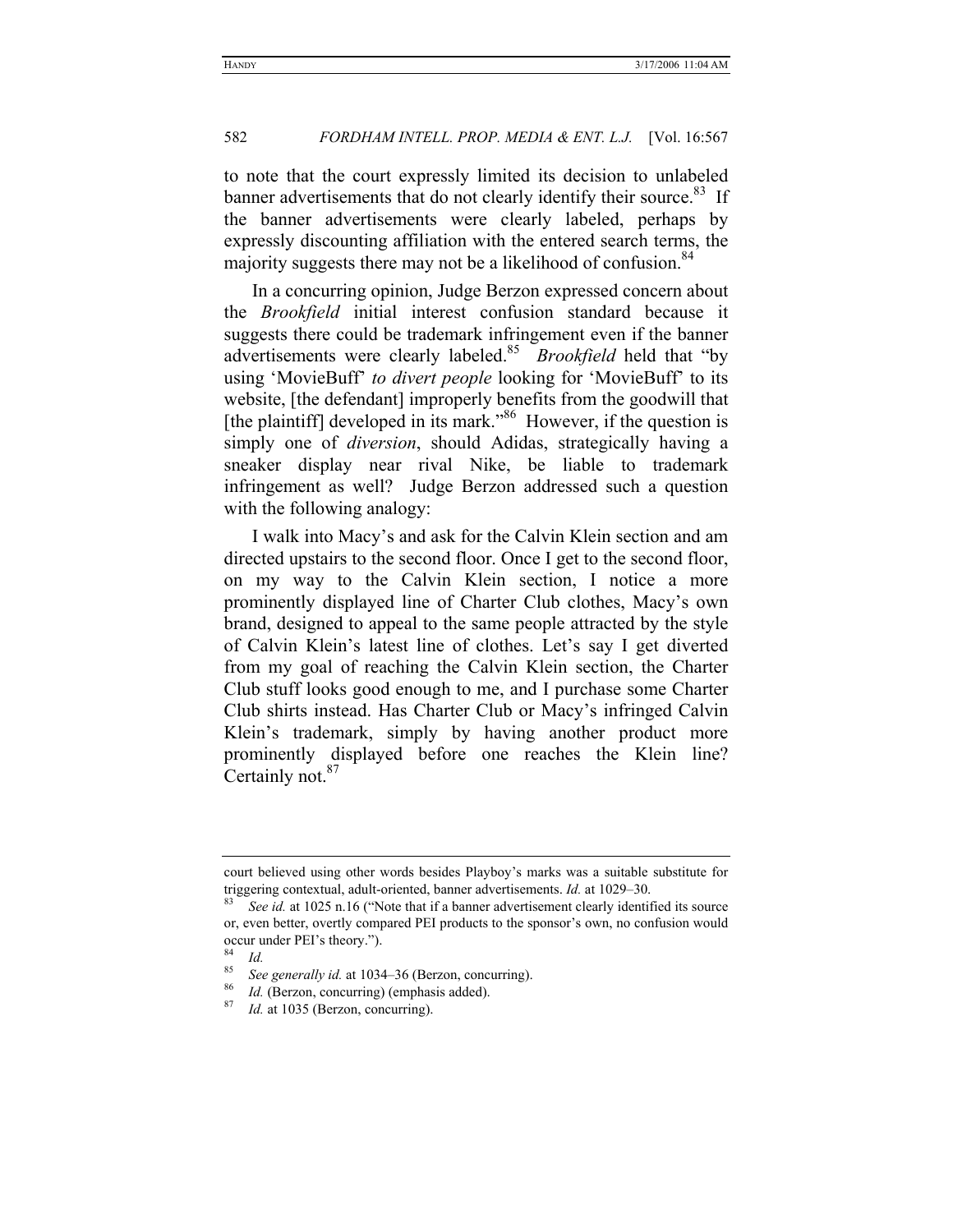to note that the court expressly limited its decision to unlabeled banner advertisements that do not clearly identify their source.[83] If the banner advertisements were clearly labeled, perhaps by expressly discounting affiliation with the entered search terms, the majority suggests there may not be a likelihood of confusion.[84]

In a concurring opinion, Judge Berzon expressed concern about the *Brookfield* initial interest confusion standard because it suggests there could be trademark infringement even if the banner advertisements were clearly labeled.[85] *Brookfield* held that "by using 'MovieBuff' *to divert people* looking for 'MovieBuff' to its website, [the defendant] improperly benefits from the goodwill that [the plaintiff] developed in its mark."[86] However, if the question is simply one of *diversion*, should Adidas, strategically having a sneaker display near rival Nike, be liable to trademark infringement as well? Judge Berzon addressed such a question with the following analogy:

> I walk into Macy's and ask for the Calvin Klein section and am directed upstairs to the second floor. Once I get to the second floor, on my way to the Calvin Klein section, I notice a more prominently displayed line of Charter Club clothes, Macy's own brand, designed to appeal to the same people attracted by the style of Calvin Klein's latest line of clothes. Let's say I get diverted from my goal of reaching the Calvin Klein section, the Charter Club stuff looks good enough to me, and I purchase some Charter Club shirts instead. Has Charter Club or Macy's infringed Calvin Klein's trademark, simply by having another product more prominently displayed before one reaches the Klein line? Certainly not.[87]

---

court believed using other words besides Playboy's marks was a suitable substitute for triggering contextual, adult-oriented, banner advertisements. *Id.* at 1029–30.

[83] *See id.* at 1025 n.16 ("Note that if a banner advertisement clearly identified its source or, even better, overtly compared PEI products to the sponsor's own, no confusion would occur under PEI's theory.").

[84] *Id.*

[85] *See generally id.* at 1034–36 (Berzon, concurring).

[86] *Id.* (Berzon, concurring) (emphasis added).

[87] *Id.* at 1035 (Berzon, concurring).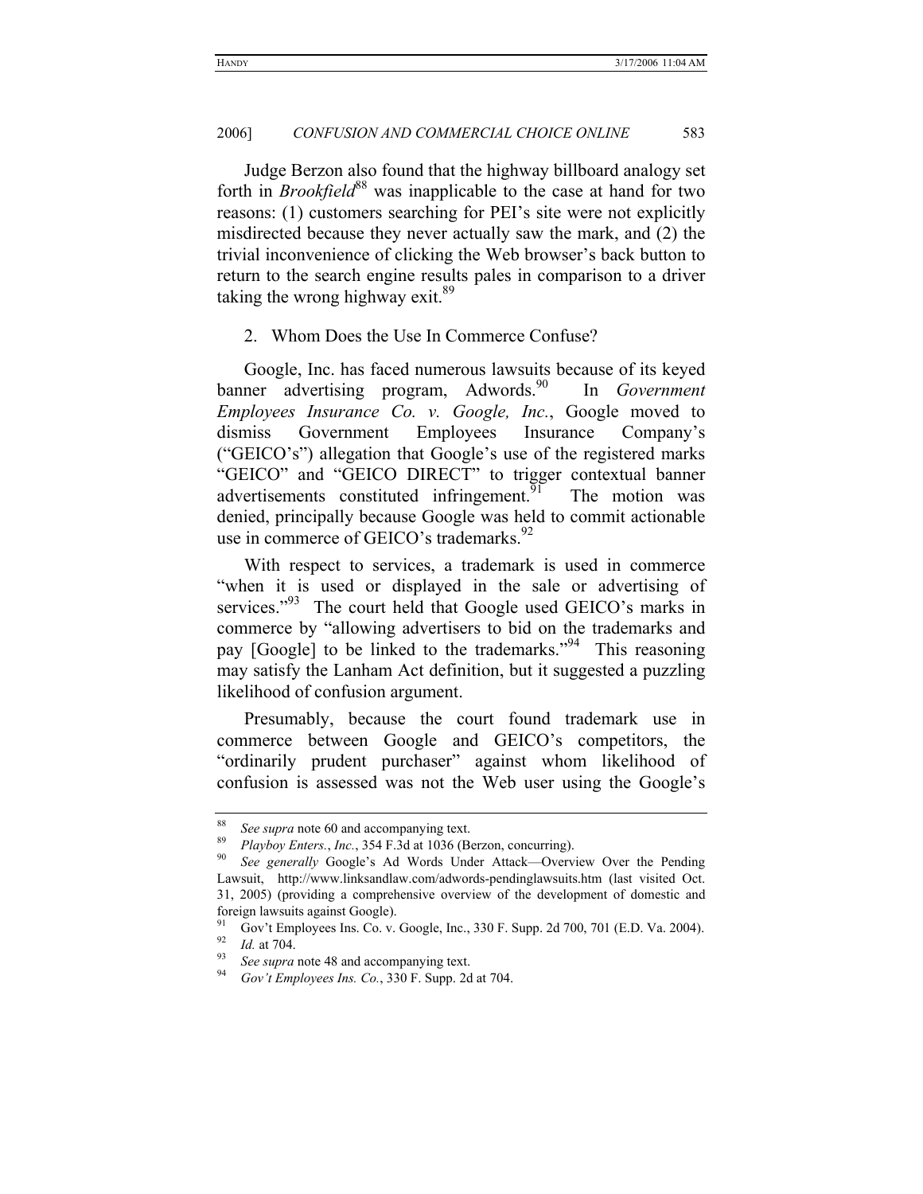Judge Berzon also found that the highway billboard analogy set forth in *Brookfield*[88] was inapplicable to the case at hand for two reasons: (1) customers searching for PEI's site were not explicitly misdirected because they never actually saw the mark, and (2) the trivial inconvenience of clicking the Web browser's back button to return to the search engine results pales in comparison to a driver taking the wrong highway exit.[89]

### 2. Whom Does the Use In Commerce Confuse?

Google, Inc. has faced numerous lawsuits because of its keyed banner advertising program, Adwords.[90] In *Government Employees Insurance Co. v. Google, Inc.*, Google moved to dismiss Government Employees Insurance Company's ("GEICO's") allegation that Google's use of the registered marks "GEICO" and "GEICO DIRECT" to trigger contextual banner advertisements constituted infringement.[91] The motion was denied, principally because Google was held to commit actionable use in commerce of GEICO's trademarks.[92]

With respect to services, a trademark is used in commerce "when it is used or displayed in the sale or advertising of services."[93] The court held that Google used GEICO's marks in commerce by "allowing advertisers to bid on the trademarks and pay [Google] to be linked to the trademarks."[94] This reasoning may satisfy the Lanham Act definition, but it suggested a puzzling likelihood of confusion argument.

Presumably, because the court found trademark use in commerce between Google and GEICO's competitors, the "ordinarily prudent purchaser" against whom likelihood of confusion is assessed was not the Web user using the Google's

---

[88] *See supra* note 60 and accompanying text.

[89] *Playboy Enters., Inc.*, 354 F.3d at 1036 (Berzon, concurring).

[90] *See generally* Google's Ad Words Under Attack—Overview Over the Pending Lawsuit, http://www.linksandlaw.com/adwords-pendinglawsuits.htm (last visited Oct. 31, 2005) (providing a comprehensive overview of the development of domestic and foreign lawsuits against Google).

[91] Gov't Employees Ins. Co. v. Google, Inc., 330 F. Supp. 2d 700, 701 (E.D. Va. 2004).

[92] *Id.* at 704.

[93] *See supra* note 48 and accompanying text.

[94] *Gov't Employees Ins. Co.*, 330 F. Supp. 2d at 704.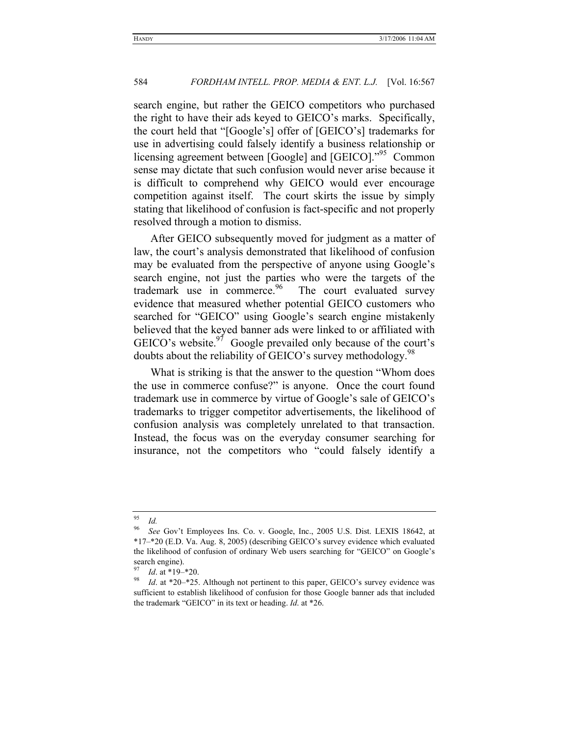search engine, but rather the GEICO competitors who purchased the right to have their ads keyed to GEICO's marks. Specifically, the court held that "[Google's] offer of [GEICO's] trademarks for use in advertising could falsely identify a business relationship or licensing agreement between [Google] and [GEICO]."[95] Common sense may dictate that such confusion would never arise because it is difficult to comprehend why GEICO would ever encourage competition against itself. The court skirts the issue by simply stating that likelihood of confusion is fact-specific and not properly resolved through a motion to dismiss.

After GEICO subsequently moved for judgment as a matter of law, the court's analysis demonstrated that likelihood of confusion may be evaluated from the perspective of anyone using Google's search engine, not just the parties who were the targets of the trademark use in commerce.[96] The court evaluated survey evidence that measured whether potential GEICO customers who searched for "GEICO" using Google's search engine mistakenly believed that the keyed banner ads were linked to or affiliated with GEICO's website.[97] Google prevailed only because of the court's doubts about the reliability of GEICO's survey methodology.[98]

What is striking is that the answer to the question "Whom does the use in commerce confuse?" is anyone. Once the court found trademark use in commerce by virtue of Google's sale of GEICO's trademarks to trigger competitor advertisements, the likelihood of confusion analysis was completely unrelated to that transaction. Instead, the focus was on the everyday consumer searching for insurance, not the competitors who "could falsely identify a

---

[95] *Id.*

[96] *See* Gov't Employees Ins. Co. v. Google, Inc., 2005 U.S. Dist. LEXIS 18642, at *17–*20 (E.D. Va. Aug. 8, 2005) (describing GEICO's survey evidence which evaluated the likelihood of confusion of ordinary Web users searching for "GEICO" on Google's search engine).

[97] *Id*. at *19–*20.

[98] *Id*. at *20–*25. Although not pertinent to this paper, GEICO's survey evidence was sufficient to establish likelihood of confusion for those Google banner ads that included the trademark "GEICO" in its text or heading. *Id*. at *26.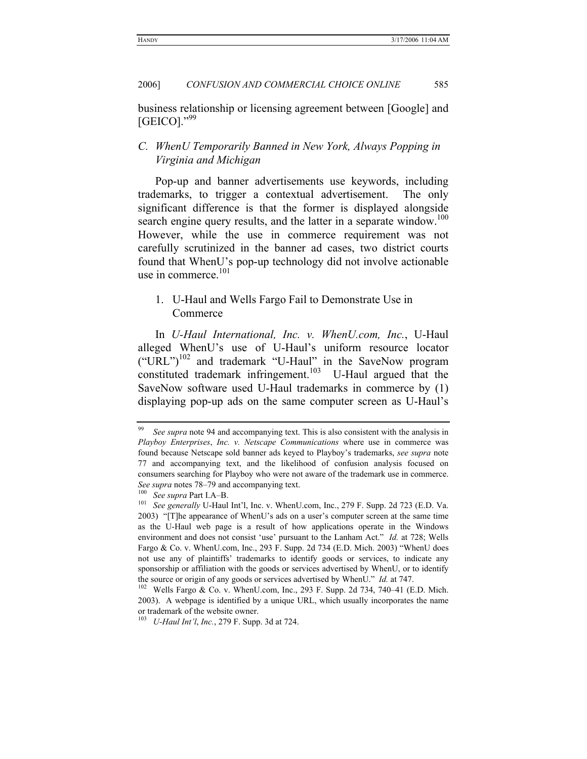business relationship or licensing agreement between [Google] and [GEICO]."[99]

### *C. WhenU Temporarily Banned in New York, Always Popping in Virginia and Michigan*

Pop-up and banner advertisements use keywords, including trademarks, to trigger a contextual advertisement. The only significant difference is that the former is displayed alongside search engine query results, and the latter in a separate window.[100] However, while the use in commerce requirement was not carefully scrutinized in the banner ad cases, two district courts found that WhenU's pop-up technology did not involve actionable use in commerce.[101]

#### 1. U-Haul and Wells Fargo Fail to Demonstrate Use in Commerce

In *U-Haul International, Inc. v. WhenU.com, Inc.*, U-Haul alleged WhenU's use of U-Haul's uniform resource locator ("URL")[102] and trademark "U-Haul" in the SaveNow program constituted trademark infringement.[103] U-Haul argued that the SaveNow software used U-Haul trademarks in commerce by (1) displaying pop-up ads on the same computer screen as U-Haul's

---

[99] *See supra* note 94 and accompanying text. This is also consistent with the analysis in *Playboy Enterprises*, *Inc. v. Netscape Communications* where use in commerce was found because Netscape sold banner ads keyed to Playboy's trademarks, *see supra* note 77 and accompanying text, and the likelihood of confusion analysis focused on consumers searching for Playboy who were not aware of the trademark use in commerce. *See supra* notes 78–79 and accompanying text.

[100] *See supra* Part I.A–B.

[101] *See generally* U-Haul Int'l, Inc. v. WhenU.com, Inc., 279 F. Supp. 2d 723 (E.D. Va. 2003) "[T]he appearance of WhenU's ads on a user's computer screen at the same time as the U-Haul web page is a result of how applications operate in the Windows environment and does not consist 'use' pursuant to the Lanham Act." *Id.* at 728; Wells Fargo & Co. v. WhenU.com, Inc., 293 F. Supp. 2d 734 (E.D. Mich. 2003) "WhenU does not use any of plaintiffs' trademarks to identify goods or services, to indicate any sponsorship or affiliation with the goods or services advertised by WhenU, or to identify the source or origin of any goods or services advertised by WhenU." *Id.* at 747.

[102] Wells Fargo & Co. v. WhenU.com, Inc., 293 F. Supp. 2d 734, 740–41 (E.D. Mich. 2003). A webpage is identified by a unique URL, which usually incorporates the name or trademark of the website owner.

[103] *U-Haul Int'l*, *Inc.*, 279 F. Supp. 3d at 724.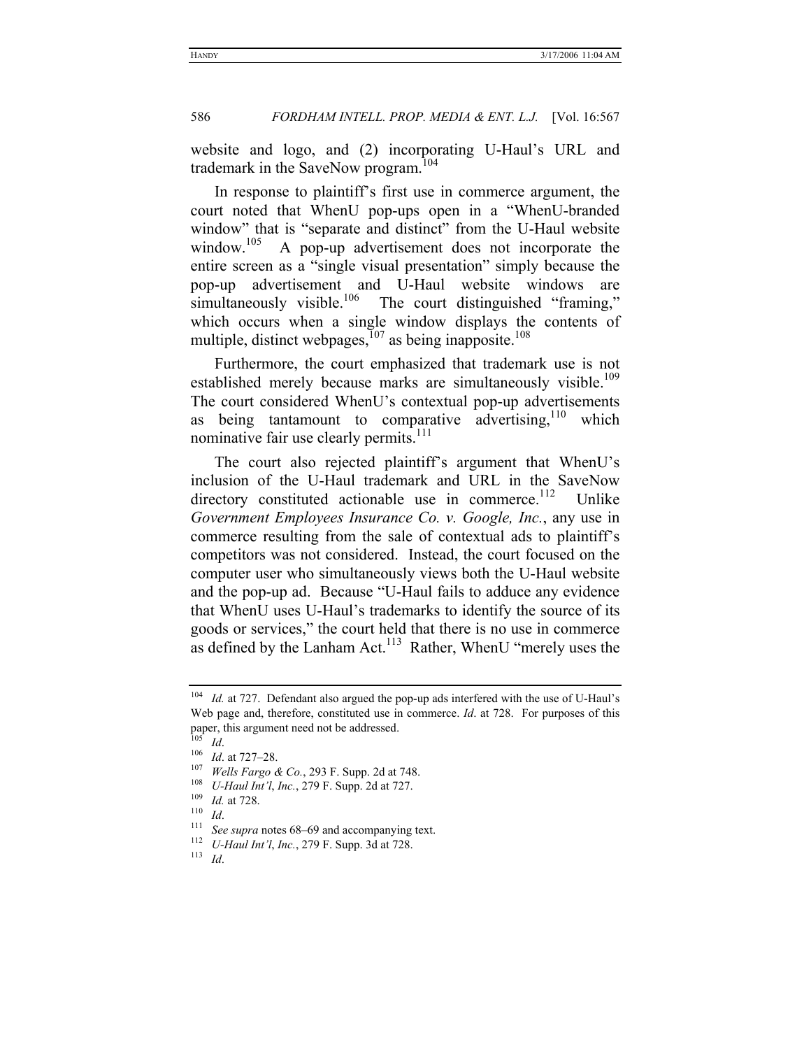website and logo, and (2) incorporating U-Haul's URL and trademark in the SaveNow program.[104]

In response to plaintiff's first use in commerce argument, the court noted that WhenU pop-ups open in a "WhenU-branded window" that is "separate and distinct" from the U-Haul website window.[105] A pop-up advertisement does not incorporate the entire screen as a "single visual presentation" simply because the pop-up advertisement and U-Haul website windows are simultaneously visible.[106] The court distinguished "framing," which occurs when a single window displays the contents of multiple, distinct webpages,[107] as being inapposite.[108]

Furthermore, the court emphasized that trademark use is not established merely because marks are simultaneously visible.[109] The court considered WhenU's contextual pop-up advertisements as being tantamount to comparative advertising,[110] which nominative fair use clearly permits.[111]

The court also rejected plaintiff's argument that WhenU's inclusion of the U-Haul trademark and URL in the SaveNow directory constituted actionable use in commerce.[112] Unlike *Government Employees Insurance Co. v. Google, Inc.*, any use in commerce resulting from the sale of contextual ads to plaintiff's competitors was not considered. Instead, the court focused on the computer user who simultaneously views both the U-Haul website and the pop-up ad. Because "U-Haul fails to adduce any evidence that WhenU uses U-Haul's trademarks to identify the source of its goods or services," the court held that there is no use in commerce as defined by the Lanham Act.[113] Rather, WhenU "merely uses the

---

[104] *Id.* at 727. Defendant also argued the pop-up ads interfered with the use of U-Haul's Web page and, therefore, constituted use in commerce. *Id*. at 728. For purposes of this paper, this argument need not be addressed.

[105] *Id*.

[106] *Id*. at 727–28.

[107] *Wells Fargo & Co.*, 293 F. Supp. 2d at 748.

[108] *U-Haul Int'l*, *Inc.*, 279 F. Supp. 2d at 727.

[109] *Id.* at 728.

[110] *Id*.

[111] *See supra* notes 68–69 and accompanying text.

[112] *U-Haul Int'l*, *Inc.*, 279 F. Supp. 3d at 728.

[113] *Id*.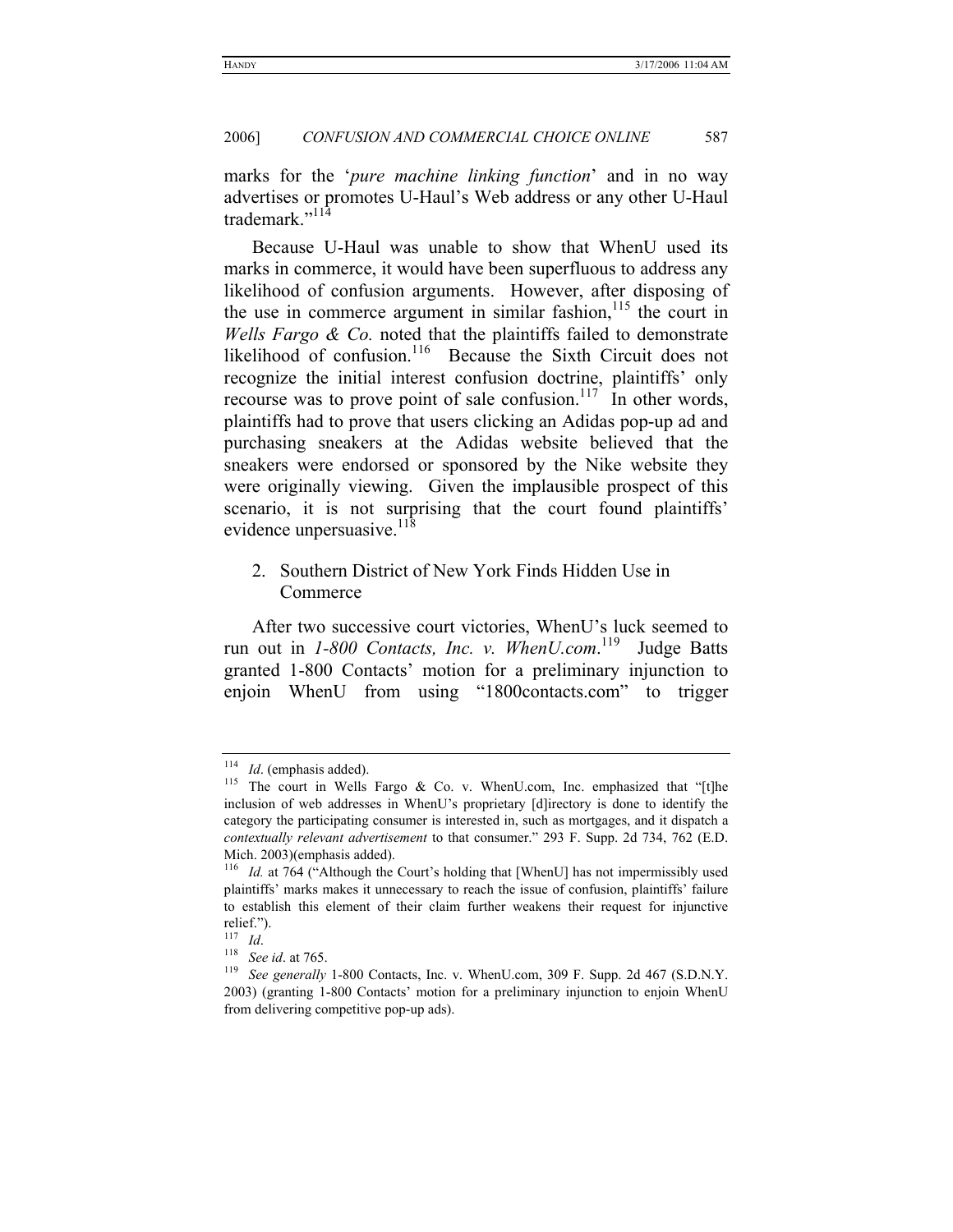marks for the '*pure machine linking function*' and in no way advertises or promotes U-Haul's Web address or any other U-Haul trademark."[114]

Because U-Haul was unable to show that WhenU used its marks in commerce, it would have been superfluous to address any likelihood of confusion arguments. However, after disposing of the use in commerce argument in similar fashion,[115] the court in *Wells Fargo & Co.* noted that the plaintiffs failed to demonstrate likelihood of confusion.[116] Because the Sixth Circuit does not recognize the initial interest confusion doctrine, plaintiffs' only recourse was to prove point of sale confusion.[117] In other words, plaintiffs had to prove that users clicking an Adidas pop-up ad and purchasing sneakers at the Adidas website believed that the sneakers were endorsed or sponsored by the Nike website they were originally viewing. Given the implausible prospect of this scenario, it is not surprising that the court found plaintiffs' evidence unpersuasive.[118]

2. Southern District of New York Finds Hidden Use in Commerce

After two successive court victories, WhenU's luck seemed to run out in *1-800 Contacts, Inc. v. WhenU.com*.[119] Judge Batts granted 1-800 Contacts' motion for a preliminary injunction to enjoin WhenU from using "1800contacts.com" to trigger

---

[114] *Id*. (emphasis added).

[115] The court in Wells Fargo & Co. v. WhenU.com, Inc. emphasized that "[t]he inclusion of web addresses in WhenU's proprietary [d]irectory is done to identify the category the participating consumer is interested in, such as mortgages, and it dispatch a *contextually relevant advertisement* to that consumer." 293 F. Supp. 2d 734, 762 (E.D. Mich. 2003)(emphasis added).

[116] *Id.* at 764 ("Although the Court's holding that [WhenU] has not impermissibly used plaintiffs' marks makes it unnecessary to reach the issue of confusion, plaintiffs' failure to establish this element of their claim further weakens their request for injunctive relief.").

[117] *Id*.

[118] *See id*. at 765.

[119] *See generally* 1-800 Contacts, Inc. v. WhenU.com, 309 F. Supp. 2d 467 (S.D.N.Y. 2003) (granting 1-800 Contacts' motion for a preliminary injunction to enjoin WhenU from delivering competitive pop-up ads).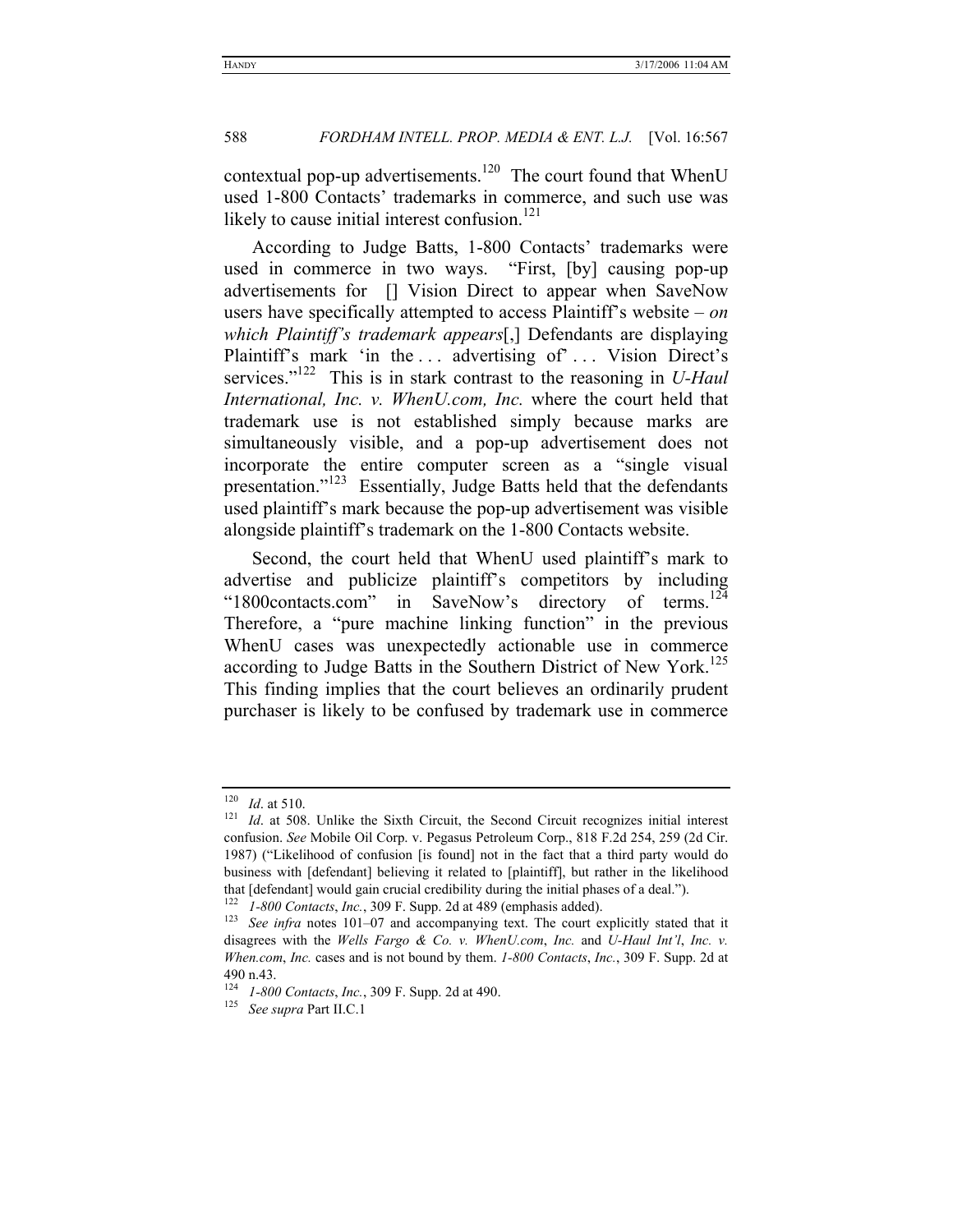contextual pop-up advertisements.[120] The court found that WhenU used 1-800 Contacts' trademarks in commerce, and such use was likely to cause initial interest confusion.[121]

According to Judge Batts, 1-800 Contacts' trademarks were used in commerce in two ways. "First, [by] causing pop-up advertisements for [] Vision Direct to appear when SaveNow users have specifically attempted to access Plaintiff's website – *on which Plaintiff's trademark appears*[,] Defendants are displaying Plaintiff's mark 'in the . . . advertising of' . . . Vision Direct's services."[122] This is in stark contrast to the reasoning in *U-Haul International, Inc. v. WhenU.com, Inc.* where the court held that trademark use is not established simply because marks are simultaneously visible, and a pop-up advertisement does not incorporate the entire computer screen as a "single visual presentation."[123] Essentially, Judge Batts held that the defendants used plaintiff's mark because the pop-up advertisement was visible alongside plaintiff's trademark on the 1-800 Contacts website.

Second, the court held that WhenU used plaintiff's mark to advertise and publicize plaintiff's competitors by including "1800contacts.com" in SaveNow's directory of terms.[124] Therefore, a "pure machine linking function" in the previous WhenU cases was unexpectedly actionable use in commerce according to Judge Batts in the Southern District of New York.[125] This finding implies that the court believes an ordinarily prudent purchaser is likely to be confused by trademark use in commerce

---

[120] *Id*. at 510.

[121] *Id*. at 508. Unlike the Sixth Circuit, the Second Circuit recognizes initial interest confusion. *See* Mobile Oil Corp. v. Pegasus Petroleum Corp., 818 F.2d 254, 259 (2d Cir. 1987) ("Likelihood of confusion [is found] not in the fact that a third party would do business with [defendant] believing it related to [plaintiff], but rather in the likelihood that [defendant] would gain crucial credibility during the initial phases of a deal.").

[122] *1-800 Contacts*, *Inc.*, 309 F. Supp. 2d at 489 (emphasis added).

[123] *See infra* notes 101–07 and accompanying text. The court explicitly stated that it disagrees with the *Wells Fargo & Co. v. WhenU.com*, *Inc.* and *U-Haul Int'l*, *Inc. v. When.com*, *Inc.* cases and is not bound by them. *1-800 Contacts*, *Inc.*, 309 F. Supp. 2d at 490 n.43.

[124] *1-800 Contacts*, *Inc.*, 309 F. Supp. 2d at 490.

[125] *See supra* Part II.C.1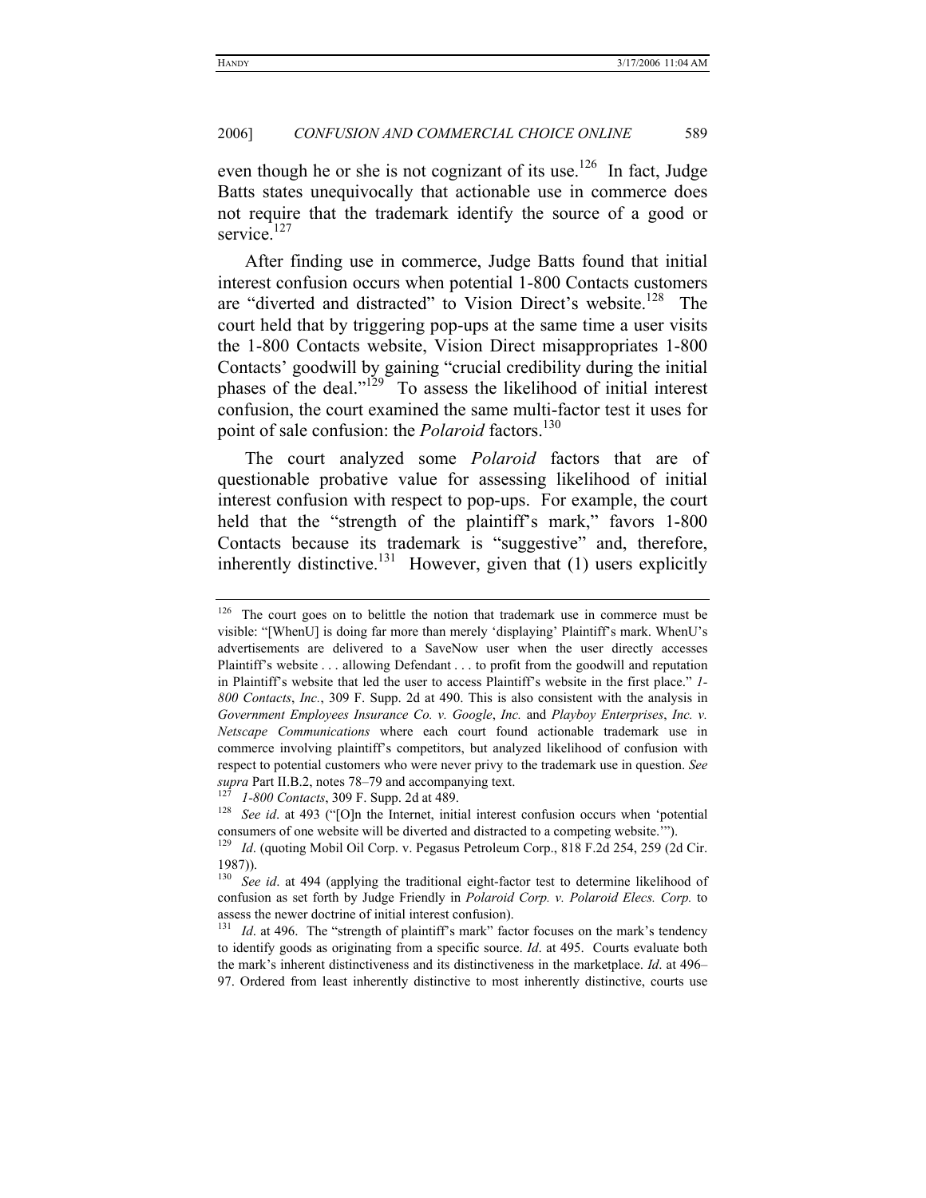even though he or she is not cognizant of its use.[126] In fact, Judge Batts states unequivocally that actionable use in commerce does not require that the trademark identify the source of a good or service.[127]

After finding use in commerce, Judge Batts found that initial interest confusion occurs when potential 1-800 Contacts customers are "diverted and distracted" to Vision Direct's website.[128] The court held that by triggering pop-ups at the same time a user visits the 1-800 Contacts website, Vision Direct misappropriates 1-800 Contacts' goodwill by gaining "crucial credibility during the initial phases of the deal."[129] To assess the likelihood of initial interest confusion, the court examined the same multi-factor test it uses for point of sale confusion: the *Polaroid* factors.[130]

The court analyzed some *Polaroid* factors that are of questionable probative value for assessing likelihood of initial interest confusion with respect to pop-ups. For example, the court held that the "strength of the plaintiff's mark," favors 1-800 Contacts because its trademark is "suggestive" and, therefore, inherently distinctive.[131] However, given that (1) users explicitly

---

[126] The court goes on to belittle the notion that trademark use in commerce must be visible: "[WhenU] is doing far more than merely 'displaying' Plaintiff's mark. WhenU's advertisements are delivered to a SaveNow user when the user directly accesses Plaintiff's website . . . allowing Defendant . . . to profit from the goodwill and reputation in Plaintiff's website that led the user to access Plaintiff's website in the first place." *1-800 Contacts*, *Inc.*, 309 F. Supp. 2d at 490. This is also consistent with the analysis in *Government Employees Insurance Co. v. Google*, *Inc.* and *Playboy Enterprises*, *Inc. v. Netscape Communications* where each court found actionable trademark use in commerce involving plaintiff's competitors, but analyzed likelihood of confusion with respect to potential customers who were never privy to the trademark use in question. *See supra* Part II.B.2, notes 78–79 and accompanying text.

[127] *1-800 Contacts*, 309 F. Supp. 2d at 489.

[128] *See id*. at 493 ("[O]n the Internet, initial interest confusion occurs when 'potential consumers of one website will be diverted and distracted to a competing website.'").

[129] *Id*. (quoting Mobil Oil Corp. v. Pegasus Petroleum Corp., 818 F.2d 254, 259 (2d Cir. 1987)).

[130] *See id*. at 494 (applying the traditional eight-factor test to determine likelihood of confusion as set forth by Judge Friendly in *Polaroid Corp. v. Polaroid Elecs. Corp.* to assess the newer doctrine of initial interest confusion).

[131] *Id*. at 496. The "strength of plaintiff's mark" factor focuses on the mark's tendency to identify goods as originating from a specific source. *Id*. at 495. Courts evaluate both the mark's inherent distinctiveness and its distinctiveness in the marketplace. *Id*. at 496–97. Ordered from least inherently distinctive to most inherently distinctive, courts use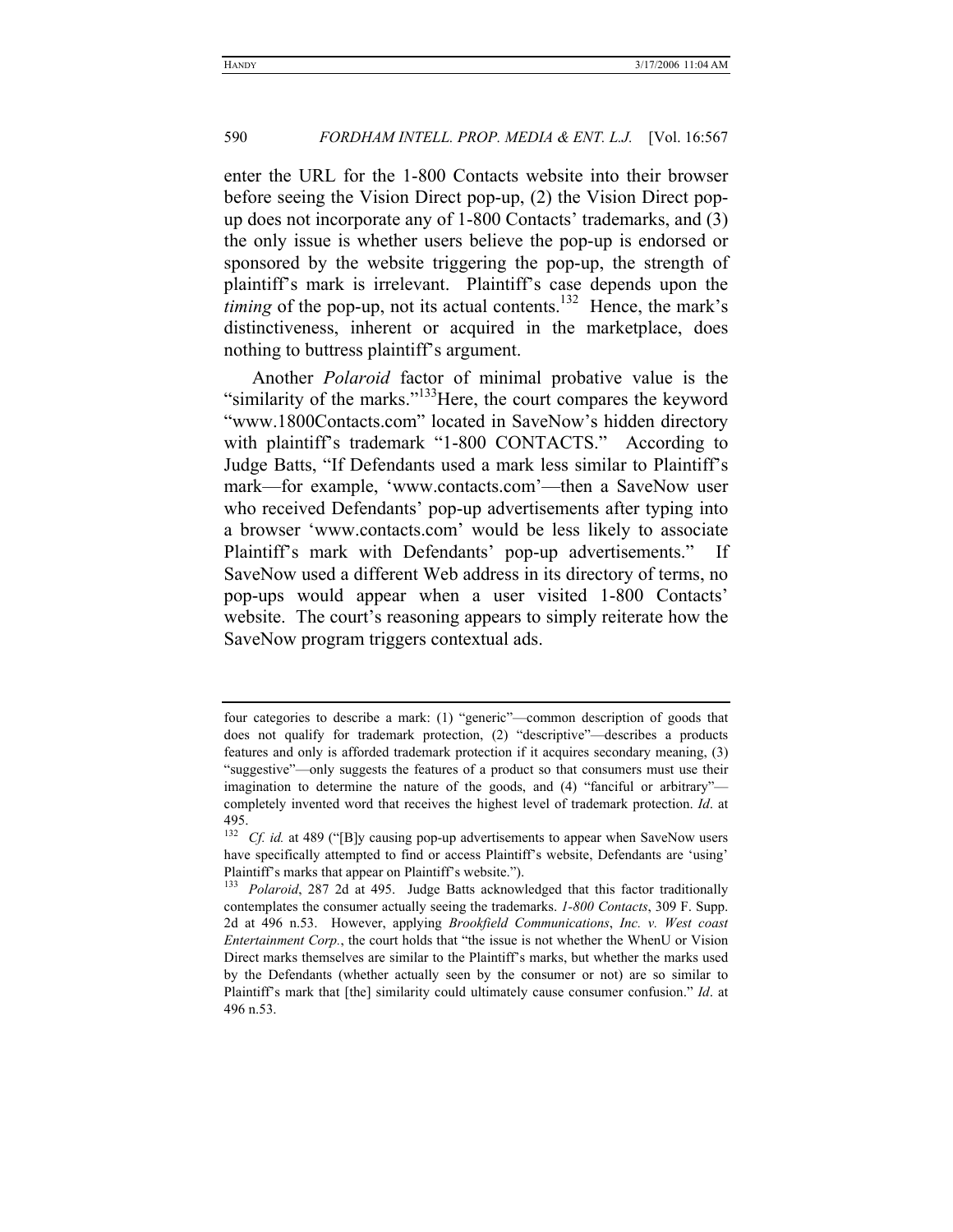enter the URL for the 1-800 Contacts website into their browser before seeing the Vision Direct pop-up, (2) the Vision Direct pop-up does not incorporate any of 1-800 Contacts' trademarks, and (3) the only issue is whether users believe the pop-up is endorsed or sponsored by the website triggering the pop-up, the strength of plaintiff's mark is irrelevant. Plaintiff's case depends upon the *timing* of the pop-up, not its actual contents.[132] Hence, the mark's distinctiveness, inherent or acquired in the marketplace, does nothing to buttress plaintiff's argument.

Another *Polaroid* factor of minimal probative value is the "similarity of the marks."[133] Here, the court compares the keyword "www.1800Contacts.com" located in SaveNow's hidden directory with plaintiff's trademark "1-800 CONTACTS." According to Judge Batts, "If Defendants used a mark less similar to Plaintiff's mark—for example, 'www.contacts.com'—then a SaveNow user who received Defendants' pop-up advertisements after typing into a browser 'www.contacts.com' would be less likely to associate Plaintiff's mark with Defendants' pop-up advertisements." If SaveNow used a different Web address in its directory of terms, no pop-ups would appear when a user visited 1-800 Contacts' website. The court's reasoning appears to simply reiterate how the SaveNow program triggers contextual ads.

---

four categories to describe a mark: (1) "generic"—common description of goods that does not qualify for trademark protection, (2) "descriptive"—describes a products features and only is afforded trademark protection if it acquires secondary meaning, (3) "suggestive"—only suggests the features of a product so that consumers must use their imagination to determine the nature of the goods, and (4) "fanciful or arbitrary"—completely invented word that receives the highest level of trademark protection. *Id*. at 495.

[132] *Cf. id.* at 489 ("[B]y causing pop-up advertisements to appear when SaveNow users have specifically attempted to find or access Plaintiff's website, Defendants are 'using' Plaintiff's marks that appear on Plaintiff's website.").

[133] *Polaroid*, 287 2d at 495. Judge Batts acknowledged that this factor traditionally contemplates the consumer actually seeing the trademarks. *1-800 Contacts*, 309 F. Supp. 2d at 496 n.53. However, applying *Brookfield Communications*, *Inc. v. West coast Entertainment Corp.*, the court holds that "the issue is not whether the WhenU or Vision Direct marks themselves are similar to the Plaintiff's marks, but whether the marks used by the Defendants (whether actually seen by the consumer or not) are so similar to Plaintiff's mark that [the] similarity could ultimately cause consumer confusion." *Id*. at 496 n.53.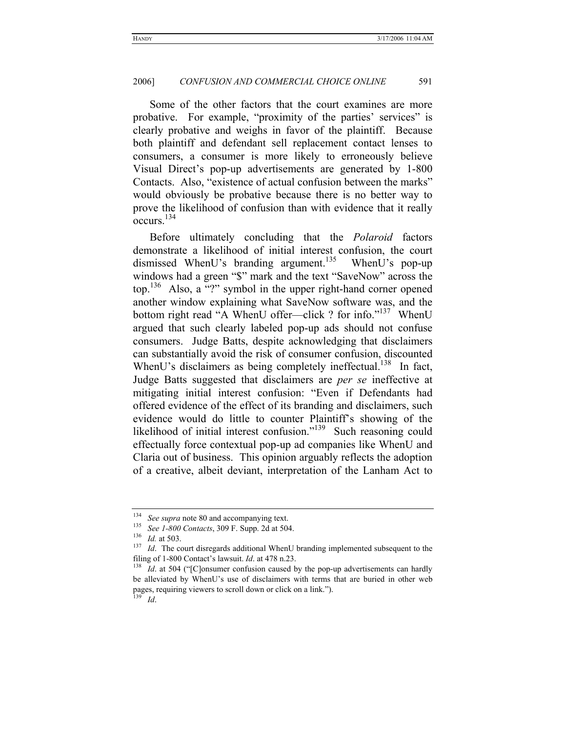Some of the other factors that the court examines are more probative. For example, "proximity of the parties' services" is clearly probative and weighs in favor of the plaintiff. Because both plaintiff and defendant sell replacement contact lenses to consumers, a consumer is more likely to erroneously believe Visual Direct's pop-up advertisements are generated by 1-800 Contacts. Also, "existence of actual confusion between the marks" would obviously be probative because there is no better way to prove the likelihood of confusion than with evidence that it really occurs.[134]

Before ultimately concluding that the *Polaroid* factors demonstrate a likelihood of initial interest confusion, the court dismissed WhenU's branding argument.[135] WhenU's pop-up windows had a green "$" mark and the text "SaveNow" across the top.[136] Also, a "?" symbol in the upper right-hand corner opened another window explaining what SaveNow software was, and the bottom right read "A WhenU offer—click ? for info."[137] WhenU argued that such clearly labeled pop-up ads should not confuse consumers. Judge Batts, despite acknowledging that disclaimers can substantially avoid the risk of consumer confusion, discounted WhenU's disclaimers as being completely ineffectual.[138] In fact, Judge Batts suggested that disclaimers are *per se* ineffective at mitigating initial interest confusion: "Even if Defendants had offered evidence of the effect of its branding and disclaimers, such evidence would do little to counter Plaintiff's showing of the likelihood of initial interest confusion."[139] Such reasoning could effectually force contextual pop-up ad companies like WhenU and Claria out of business. This opinion arguably reflects the adoption of a creative, albeit deviant, interpretation of the Lanham Act to

---

[134] *See supra* note 80 and accompanying text.

[135] *See 1-800 Contacts*, 309 F. Supp. 2d at 504.

[136] *Id.* at 503.

[137] *Id*. The court disregards additional WhenU branding implemented subsequent to the filing of 1-800 Contact's lawsuit. *Id*. at 478 n.23.

[138] *Id*. at 504 ("[C]onsumer confusion caused by the pop-up advertisements can hardly be alleviated by WhenU's use of disclaimers with terms that are buried in other web pages, requiring viewers to scroll down or click on a link.").

[139] *Id*.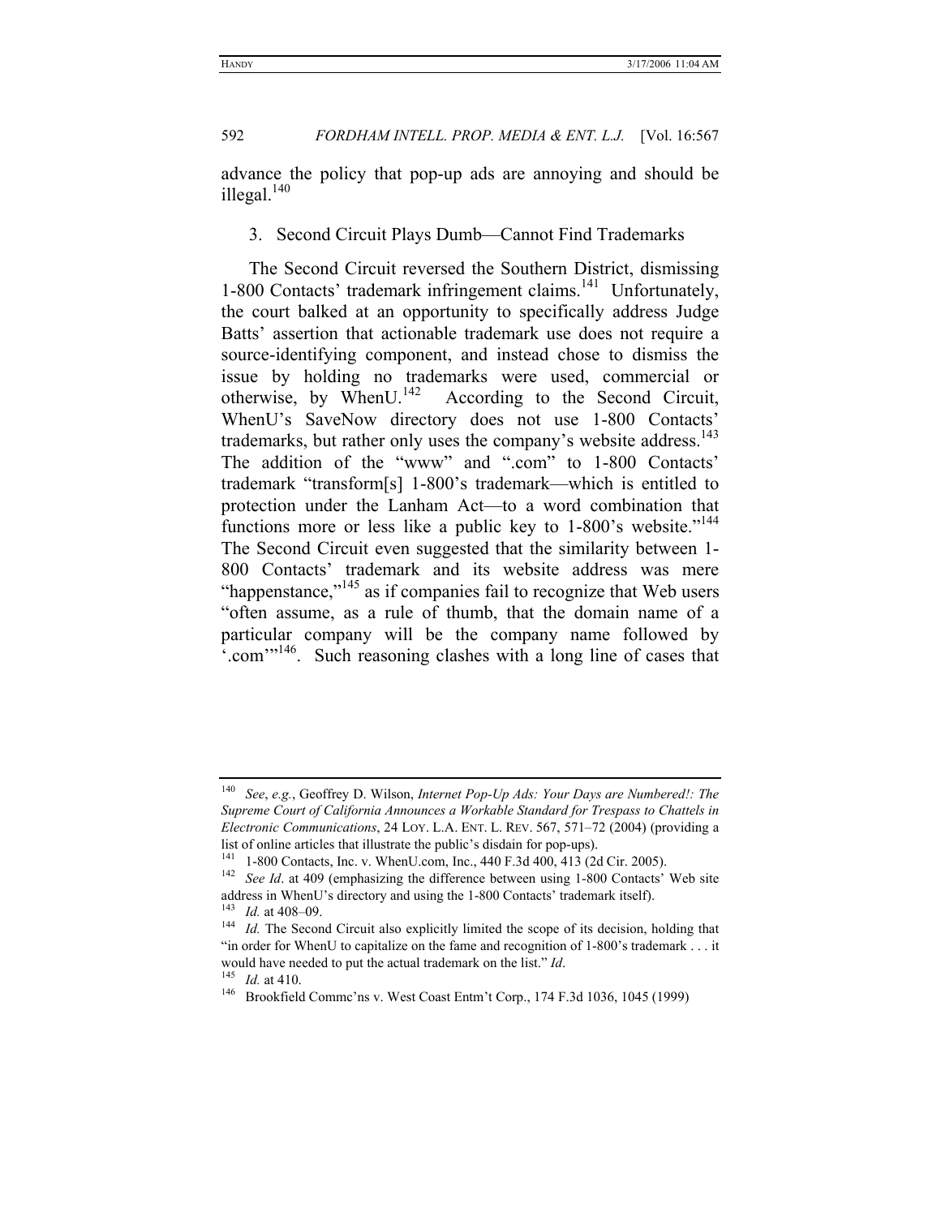advance the policy that pop-up ads are annoying and should be illegal.[140]

### 3. Second Circuit Plays Dumb—Cannot Find Trademarks

The Second Circuit reversed the Southern District, dismissing 1-800 Contacts' trademark infringement claims.[141] Unfortunately, the court balked at an opportunity to specifically address Judge Batts' assertion that actionable trademark use does not require a source-identifying component, and instead chose to dismiss the issue by holding no trademarks were used, commercial or otherwise, by WhenU.[142] According to the Second Circuit, WhenU's SaveNow directory does not use 1-800 Contacts' trademarks, but rather only uses the company's website address.[143] The addition of the "www" and ".com" to 1-800 Contacts' trademark "transform[s] 1-800's trademark—which is entitled to protection under the Lanham Act—to a word combination that functions more or less like a public key to 1-800's website."[144] The Second Circuit even suggested that the similarity between 1-800 Contacts' trademark and its website address was mere "happenstance,"[145] as if companies fail to recognize that Web users "often assume, as a rule of thumb, that the domain name of a particular company will be the company name followed by '.com'"[146]. Such reasoning clashes with a long line of cases that

---

[140] *See*, *e.g.*, Geoffrey D. Wilson, *Internet Pop-Up Ads: Your Days are Numbered!: The Supreme Court of California Announces a Workable Standard for Trespass to Chattels in Electronic Communications*, 24 LOY. L.A. ENT. L. REV. 567, 571–72 (2004) (providing a list of online articles that illustrate the public's disdain for pop-ups).

[141] 1-800 Contacts, Inc. v. WhenU.com, Inc., 440 F.3d 400, 413 (2d Cir. 2005).

[142] *See Id*. at 409 (emphasizing the difference between using 1-800 Contacts' Web site address in WhenU's directory and using the 1-800 Contacts' trademark itself).

[143] *Id.* at 408–09.

[144] *Id.* The Second Circuit also explicitly limited the scope of its decision, holding that "in order for WhenU to capitalize on the fame and recognition of 1-800's trademark . . . it would have needed to put the actual trademark on the list." *Id*.

[145] *Id.* at 410.

[146] Brookfield Commc'ns v. West Coast Entm't Corp., 174 F.3d 1036, 1045 (1999)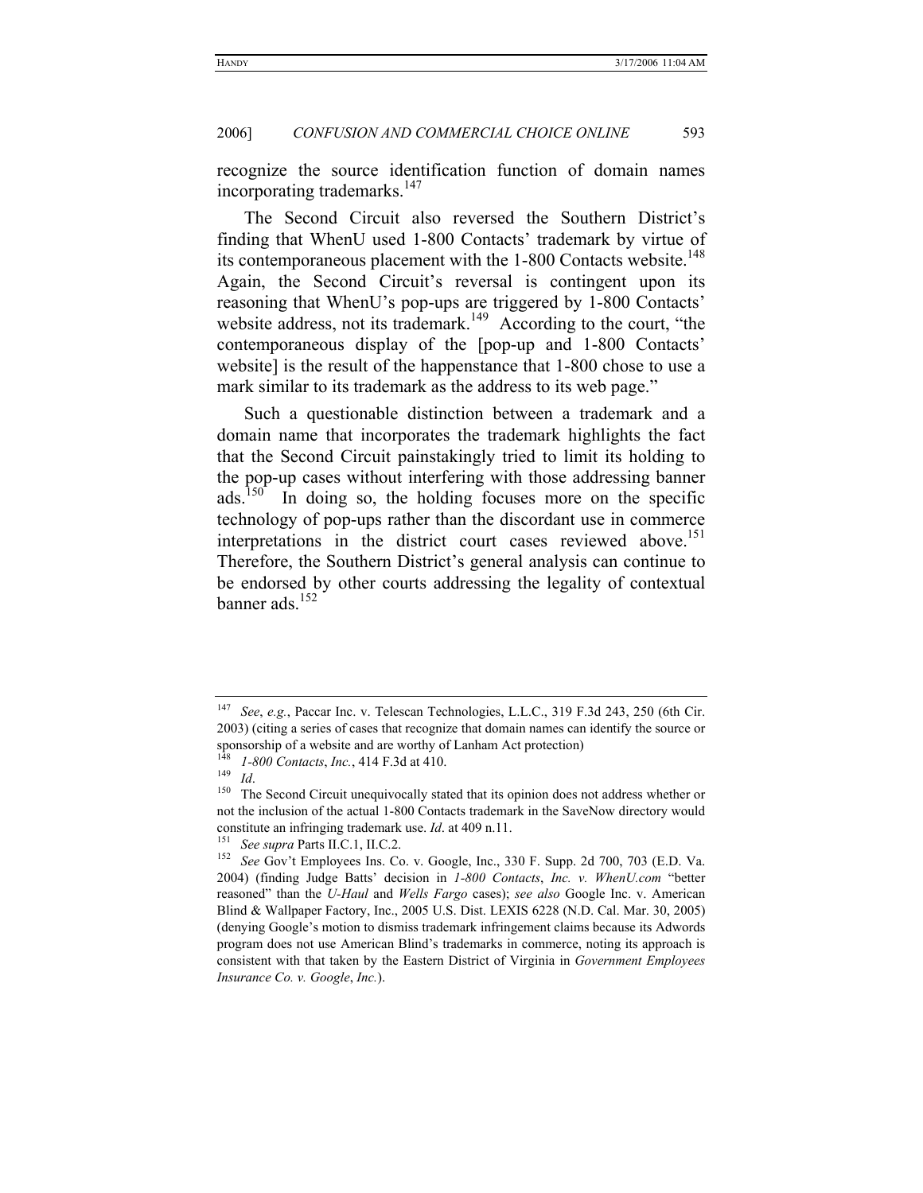recognize the source identification function of domain names incorporating trademarks.[147]

The Second Circuit also reversed the Southern District's finding that WhenU used 1-800 Contacts' trademark by virtue of its contemporaneous placement with the 1-800 Contacts website.[148] Again, the Second Circuit's reversal is contingent upon its reasoning that WhenU's pop-ups are triggered by 1-800 Contacts' website address, not its trademark.[149] According to the court, "the contemporaneous display of the [pop-up and 1-800 Contacts' website] is the result of the happenstance that 1-800 chose to use a mark similar to its trademark as the address to its web page."

Such a questionable distinction between a trademark and a domain name that incorporates the trademark highlights the fact that the Second Circuit painstakingly tried to limit its holding to the pop-up cases without interfering with those addressing banner ads.[150] In doing so, the holding focuses more on the specific technology of pop-ups rather than the discordant use in commerce interpretations in the district court cases reviewed above.[151] Therefore, the Southern District's general analysis can continue to be endorsed by other courts addressing the legality of contextual banner ads.[152]

---

[147] *See*, *e.g.*, Paccar Inc. v. Telescan Technologies, L.L.C., 319 F.3d 243, 250 (6th Cir. 2003) (citing a series of cases that recognize that domain names can identify the source or sponsorship of a website and are worthy of Lanham Act protection)

[148] *1-800 Contacts*, *Inc.*, 414 F.3d at 410.

[149] *Id*.

[150] The Second Circuit unequivocally stated that its opinion does not address whether or not the inclusion of the actual 1-800 Contacts trademark in the SaveNow directory would constitute an infringing trademark use. *Id*. at 409 n.11.

[151] *See supra* Parts II.C.1, II.C.2.

[152] *See* Gov't Employees Ins. Co. v. Google, Inc., 330 F. Supp. 2d 700, 703 (E.D. Va. 2004) (finding Judge Batts' decision in *1-800 Contacts*, *Inc. v. WhenU.com* "better reasoned" than the *U-Haul* and *Wells Fargo* cases); *see also* Google Inc. v. American Blind & Wallpaper Factory, Inc., 2005 U.S. Dist. LEXIS 6228 (N.D. Cal. Mar. 30, 2005) (denying Google's motion to dismiss trademark infringement claims because its Adwords program does not use American Blind's trademarks in commerce, noting its approach is consistent with that taken by the Eastern District of Virginia in *Government Employees Insurance Co. v. Google*, *Inc.*).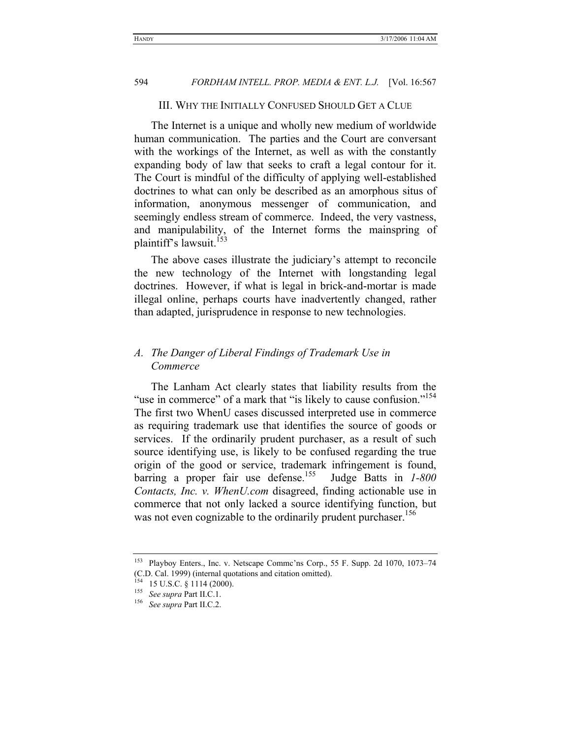## III. WHY THE INITIALLY CONFUSED SHOULD GET A CLUE

The Internet is a unique and wholly new medium of worldwide human communication. The parties and the Court are conversant with the workings of the Internet, as well as with the constantly expanding body of law that seeks to craft a legal contour for it. The Court is mindful of the difficulty of applying well-established doctrines to what can only be described as an amorphous situs of information, anonymous messenger of communication, and seemingly endless stream of commerce. Indeed, the very vastness, and manipulability, of the Internet forms the mainspring of plaintiff's lawsuit.[153]

The above cases illustrate the judiciary's attempt to reconcile the new technology of the Internet with longstanding legal doctrines. However, if what is legal in brick-and-mortar is made illegal online, perhaps courts have inadvertently changed, rather than adapted, jurisprudence in response to new technologies.

### *A. The Danger of Liberal Findings of Trademark Use in Commerce*

The Lanham Act clearly states that liability results from the "use in commerce" of a mark that "is likely to cause confusion."[154] The first two WhenU cases discussed interpreted use in commerce as requiring trademark use that identifies the source of goods or services. If the ordinarily prudent purchaser, as a result of such source identifying use, is likely to be confused regarding the true origin of the good or service, trademark infringement is found, barring a proper fair use defense.[155] Judge Batts in *1-800 Contacts, Inc. v. WhenU.com* disagreed, finding actionable use in commerce that not only lacked a source identifying function, but was not even cognizable to the ordinarily prudent purchaser.[156]

---

[153] Playboy Enters., Inc. v. Netscape Commc'ns Corp., 55 F. Supp. 2d 1070, 1073–74 (C.D. Cal. 1999) (internal quotations and citation omitted).

[154] 15 U.S.C. § 1114 (2000).

[155] *See supra* Part II.C.1.

[156] *See supra* Part II.C.2.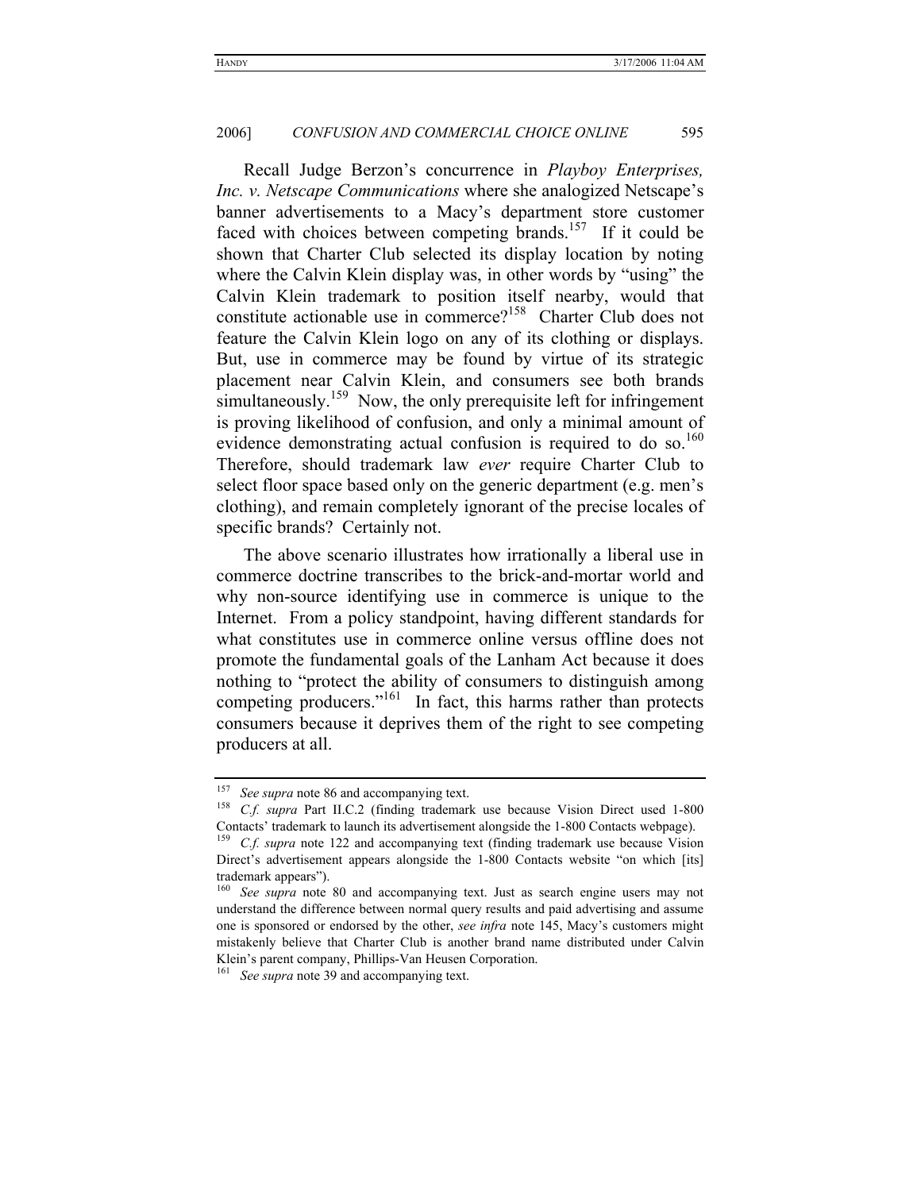Recall Judge Berzon's concurrence in *Playboy Enterprises, Inc. v. Netscape Communications* where she analogized Netscape's banner advertisements to a Macy's department store customer faced with choices between competing brands.[157] If it could be shown that Charter Club selected its display location by noting where the Calvin Klein display was, in other words by "using" the Calvin Klein trademark to position itself nearby, would that constitute actionable use in commerce?[158] Charter Club does not feature the Calvin Klein logo on any of its clothing or displays. But, use in commerce may be found by virtue of its strategic placement near Calvin Klein, and consumers see both brands simultaneously.[159] Now, the only prerequisite left for infringement is proving likelihood of confusion, and only a minimal amount of evidence demonstrating actual confusion is required to do so.[160] Therefore, should trademark law *ever* require Charter Club to select floor space based only on the generic department (e.g. men's clothing), and remain completely ignorant of the precise locales of specific brands? Certainly not.

The above scenario illustrates how irrationally a liberal use in commerce doctrine transcribes to the brick-and-mortar world and why non-source identifying use in commerce is unique to the Internet. From a policy standpoint, having different standards for what constitutes use in commerce online versus offline does not promote the fundamental goals of the Lanham Act because it does nothing to "protect the ability of consumers to distinguish among competing producers."[161] In fact, this harms rather than protects consumers because it deprives them of the right to see competing producers at all.

---

[157] *See supra* note 86 and accompanying text.

[158] *C.f. supra* Part II.C.2 (finding trademark use because Vision Direct used 1-800 Contacts' trademark to launch its advertisement alongside the 1-800 Contacts webpage).

[159] *C.f. supra* note 122 and accompanying text (finding trademark use because Vision Direct's advertisement appears alongside the 1-800 Contacts website "on which [its] trademark appears").

[160] *See supra* note 80 and accompanying text. Just as search engine users may not understand the difference between normal query results and paid advertising and assume one is sponsored or endorsed by the other, *see infra* note 145, Macy's customers might mistakenly believe that Charter Club is another brand name distributed under Calvin Klein's parent company, Phillips-Van Heusen Corporation.

[161] *See supra* note 39 and accompanying text.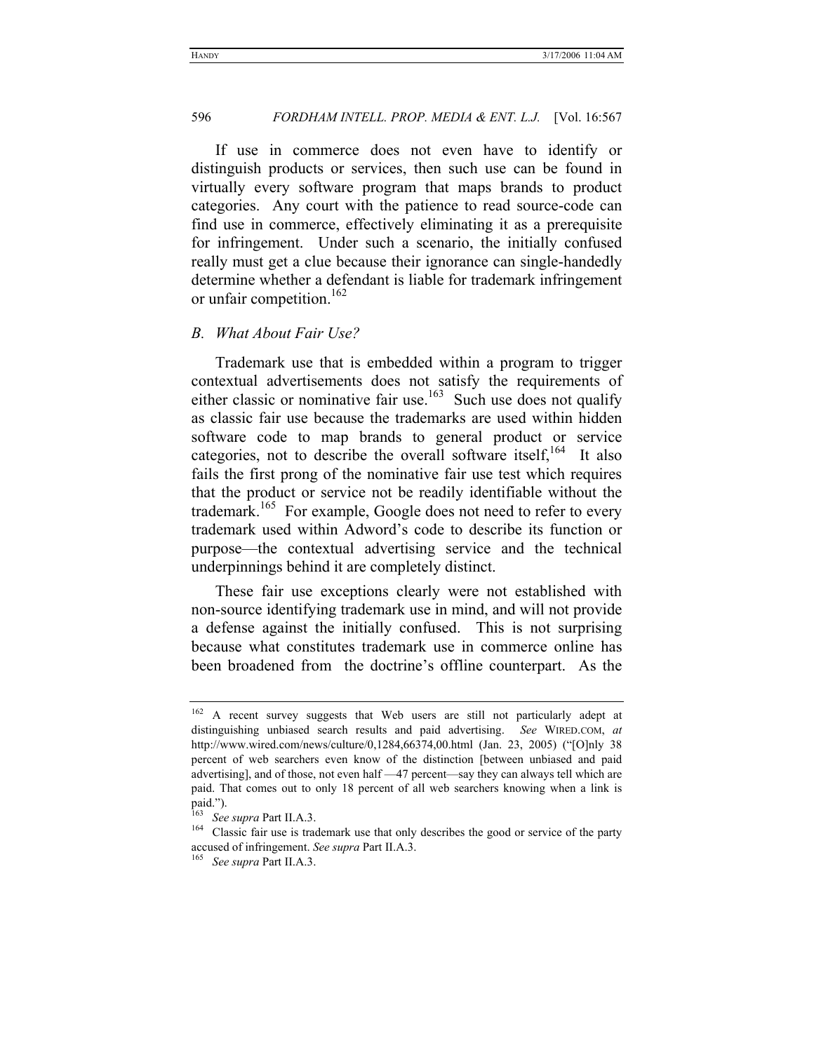If use in commerce does not even have to identify or distinguish products or services, then such use can be found in virtually every software program that maps brands to product categories. Any court with the patience to read source-code can find use in commerce, effectively eliminating it as a prerequisite for infringement. Under such a scenario, the initially confused really must get a clue because their ignorance can single-handedly determine whether a defendant is liable for trademark infringement or unfair competition.[162]

### *B. What About Fair Use?*

Trademark use that is embedded within a program to trigger contextual advertisements does not satisfy the requirements of either classic or nominative fair use.[163] Such use does not qualify as classic fair use because the trademarks are used within hidden software code to map brands to general product or service categories, not to describe the overall software itself,[164] It also fails the first prong of the nominative fair use test which requires that the product or service not be readily identifiable without the trademark.[165] For example, Google does not need to refer to every trademark used within Adword's code to describe its function or purpose—the contextual advertising service and the technical underpinnings behind it are completely distinct.

These fair use exceptions clearly were not established with non-source identifying trademark use in mind, and will not provide a defense against the initially confused. This is not surprising because what constitutes trademark use in commerce online has been broadened from the doctrine's offline counterpart. As the

---

[162] A recent survey suggests that Web users are still not particularly adept at distinguishing unbiased search results and paid advertising. *See* WIRED.COM, *at* http://www.wired.com/news/culture/0,1284,66374,00.html (Jan. 23, 2005) ("[O]nly 38 percent of web searchers even know of the distinction [between unbiased and paid advertising], and of those, not even half —47 percent—say they can always tell which are paid. That comes out to only 18 percent of all web searchers knowing when a link is paid.").

[163] *See supra* Part II.A.3.

[164] Classic fair use is trademark use that only describes the good or service of the party accused of infringement. *See supra* Part II.A.3.

[165] *See supra* Part II.A.3.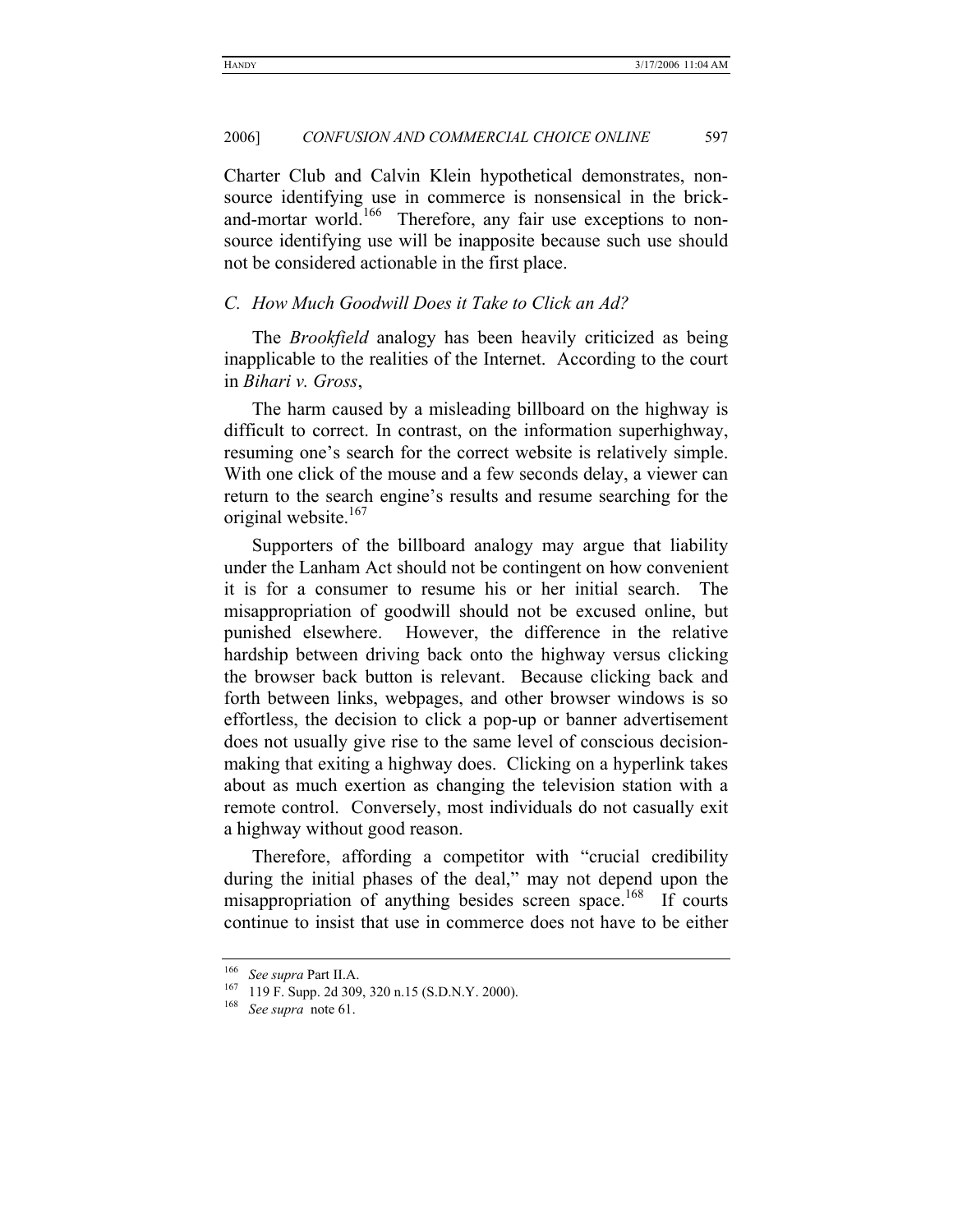Charter Club and Calvin Klein hypothetical demonstrates, non-source identifying use in commerce is nonsensical in the brick-and-mortar world.[166] Therefore, any fair use exceptions to non-source identifying use will be inapposite because such use should not be considered actionable in the first place.

### C. How Much Goodwill Does it Take to Click an Ad?

The *Brookfield* analogy has been heavily criticized as being inapplicable to the realities of the Internet. According to the court in *Bihari v. Gross*,

> The harm caused by a misleading billboard on the highway is difficult to correct. In contrast, on the information superhighway, resuming one's search for the correct website is relatively simple. With one click of the mouse and a few seconds delay, a viewer can return to the search engine's results and resume searching for the original website.[167]

Supporters of the billboard analogy may argue that liability under the Lanham Act should not be contingent on how convenient it is for a consumer to resume his or her initial search. The misappropriation of goodwill should not be excused online, but punished elsewhere. However, the difference in the relative hardship between driving back onto the highway versus clicking the browser back button is relevant. Because clicking back and forth between links, webpages, and other browser windows is so effortless, the decision to click a pop-up or banner advertisement does not usually give rise to the same level of conscious decision-making that exiting a highway does. Clicking on a hyperlink takes about as much exertion as changing the television station with a remote control. Conversely, most individuals do not casually exit a highway without good reason.

Therefore, affording a competitor with "crucial credibility during the initial phases of the deal," may not depend upon the misappropriation of anything besides screen space.[168] If courts continue to insist that use in commerce does not have to be either

---

[166] *See supra* Part II.A.

[167] 119 F. Supp. 2d 309, 320 n.15 (S.D.N.Y. 2000).

[168] *See supra* note 61.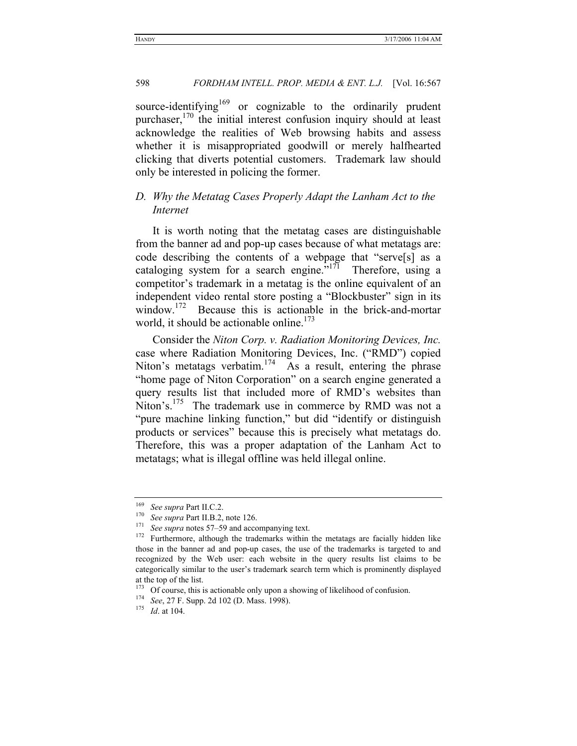source-identifying[169] or cognizable to the ordinarily prudent purchaser,[170] the initial interest confusion inquiry should at least acknowledge the realities of Web browsing habits and assess whether it is misappropriated goodwill or merely halfhearted clicking that diverts potential customers. Trademark law should only be interested in policing the former.

### *D. Why the Metatag Cases Properly Adapt the Lanham Act to the Internet*

It is worth noting that the metatag cases are distinguishable from the banner ad and pop-up cases because of what metatags are: code describing the contents of a webpage that "serve[s] as a cataloging system for a search engine."[171] Therefore, using a competitor's trademark in a metatag is the online equivalent of an independent video rental store posting a "Blockbuster" sign in its window.[172] Because this is actionable in the brick-and-mortar world, it should be actionable online.[173]

Consider the *Niton Corp. v. Radiation Monitoring Devices, Inc.* case where Radiation Monitoring Devices, Inc. ("RMD") copied Niton's metatags verbatim.[174] As a result, entering the phrase "home page of Niton Corporation" on a search engine generated a query results list that included more of RMD's websites than Niton's.[175] The trademark use in commerce by RMD was not a "pure machine linking function," but did "identify or distinguish products or services" because this is precisely what metatags do. Therefore, this was a proper adaptation of the Lanham Act to metatags; what is illegal offline was held illegal online.

---

[169] *See supra* Part II.C.2.

[170] *See supra* Part II.B.2, note 126.

[171] *See supra* notes 57–59 and accompanying text.

[172] Furthermore, although the trademarks within the metatags are facially hidden like those in the banner ad and pop-up cases, the use of the trademarks is targeted to and recognized by the Web user: each website in the query results list claims to be categorically similar to the user's trademark search term which is prominently displayed at the top of the list.

[173] Of course, this is actionable only upon a showing of likelihood of confusion.

[174] *See*, 27 F. Supp. 2d 102 (D. Mass. 1998).

[175] *Id*. at 104.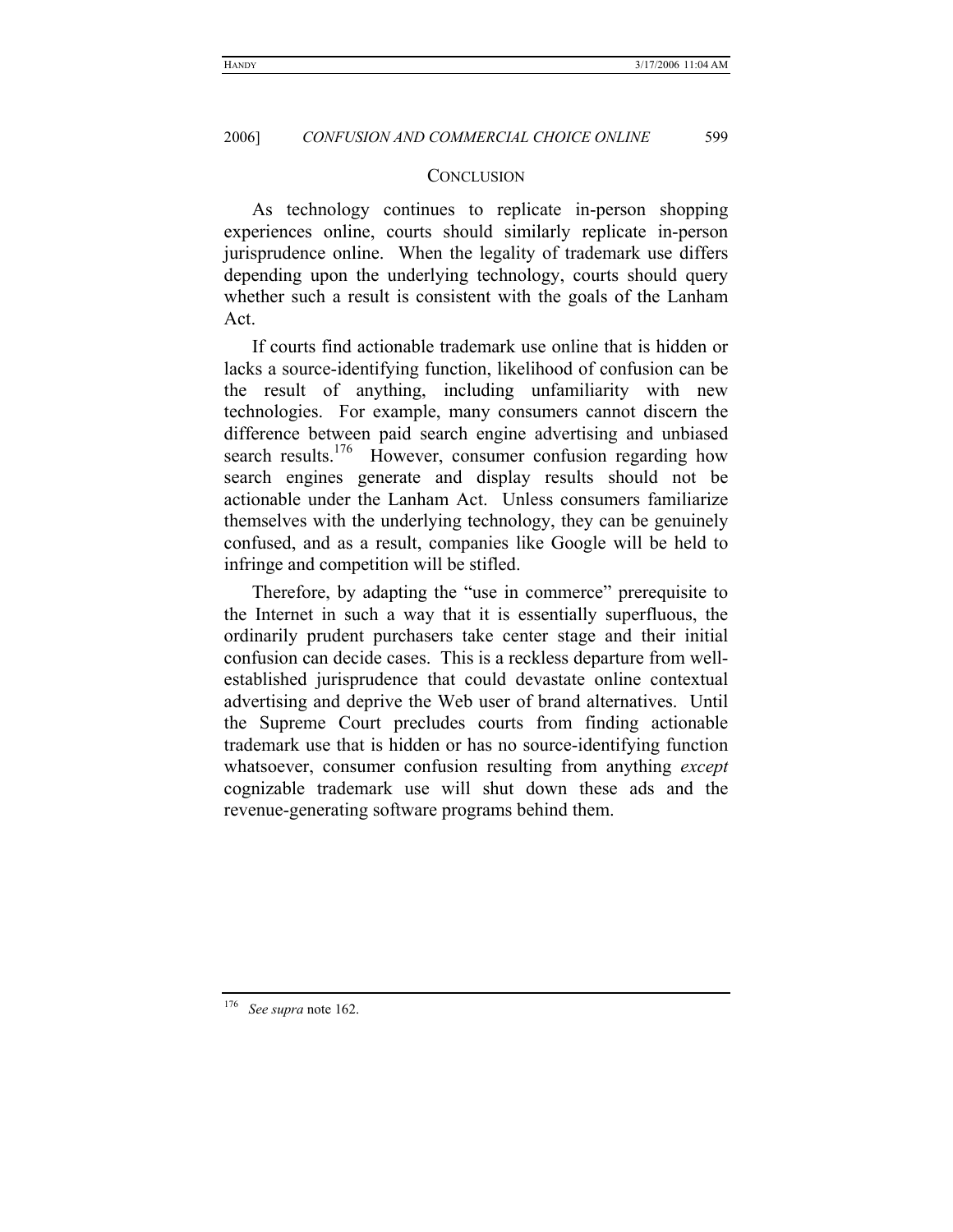## CONCLUSION

As technology continues to replicate in-person shopping experiences online, courts should similarly replicate in-person jurisprudence online. When the legality of trademark use differs depending upon the underlying technology, courts should query whether such a result is consistent with the goals of the Lanham Act.

If courts find actionable trademark use online that is hidden or lacks a source-identifying function, likelihood of confusion can be the result of anything, including unfamiliarity with new technologies. For example, many consumers cannot discern the difference between paid search engine advertising and unbiased search results.[176] However, consumer confusion regarding how search engines generate and display results should not be actionable under the Lanham Act. Unless consumers familiarize themselves with the underlying technology, they can be genuinely confused, and as a result, companies like Google will be held to infringe and competition will be stifled.

Therefore, by adapting the "use in commerce" prerequisite to the Internet in such a way that it is essentially superfluous, the ordinarily prudent purchasers take center stage and their initial confusion can decide cases. This is a reckless departure from well-established jurisprudence that could devastate online contextual advertising and deprive the Web user of brand alternatives. Until the Supreme Court precludes courts from finding actionable trademark use that is hidden or has no source-identifying function whatsoever, consumer confusion resulting from anything *except* cognizable trademark use will shut down these ads and the revenue-generating software programs behind them.

---

[176] *See supra* note 162.